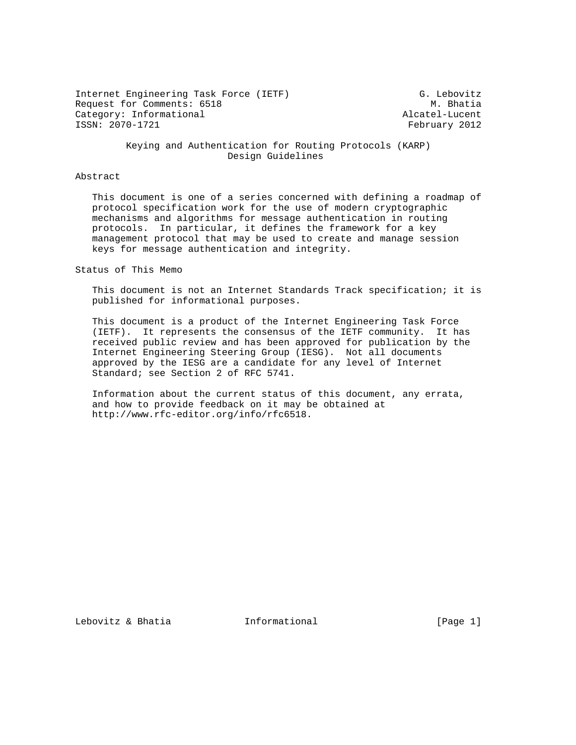Internet Engineering Task Force (IETF) G. Lebovitz
Request for Comments: 6518 M. Bhatia
Category: Informational Alcatel-Lucent
ISSN: 2070-1721 February 2012

# Keying and Authentication for Routing Protocols (KARP) Design Guidelines

## Abstract

This document is one of a series concerned with defining a roadmap of protocol specification work for the use of modern cryptographic mechanisms and algorithms for message authentication in routing protocols. In particular, it defines the framework for a key management protocol that may be used to create and manage session keys for message authentication and integrity.

## Status of This Memo

This document is not an Internet Standards Track specification; it is published for informational purposes.

This document is a product of the Internet Engineering Task Force (IETF). It represents the consensus of the IETF community. It has received public review and has been approved for publication by the Internet Engineering Steering Group (IESG). Not all documents approved by the IESG are a candidate for any level of Internet Standard; see Section 2 of RFC 5741.

Information about the current status of this document, any errata, and how to provide feedback on it may be obtained at http://www.rfc-editor.org/info/rfc6518.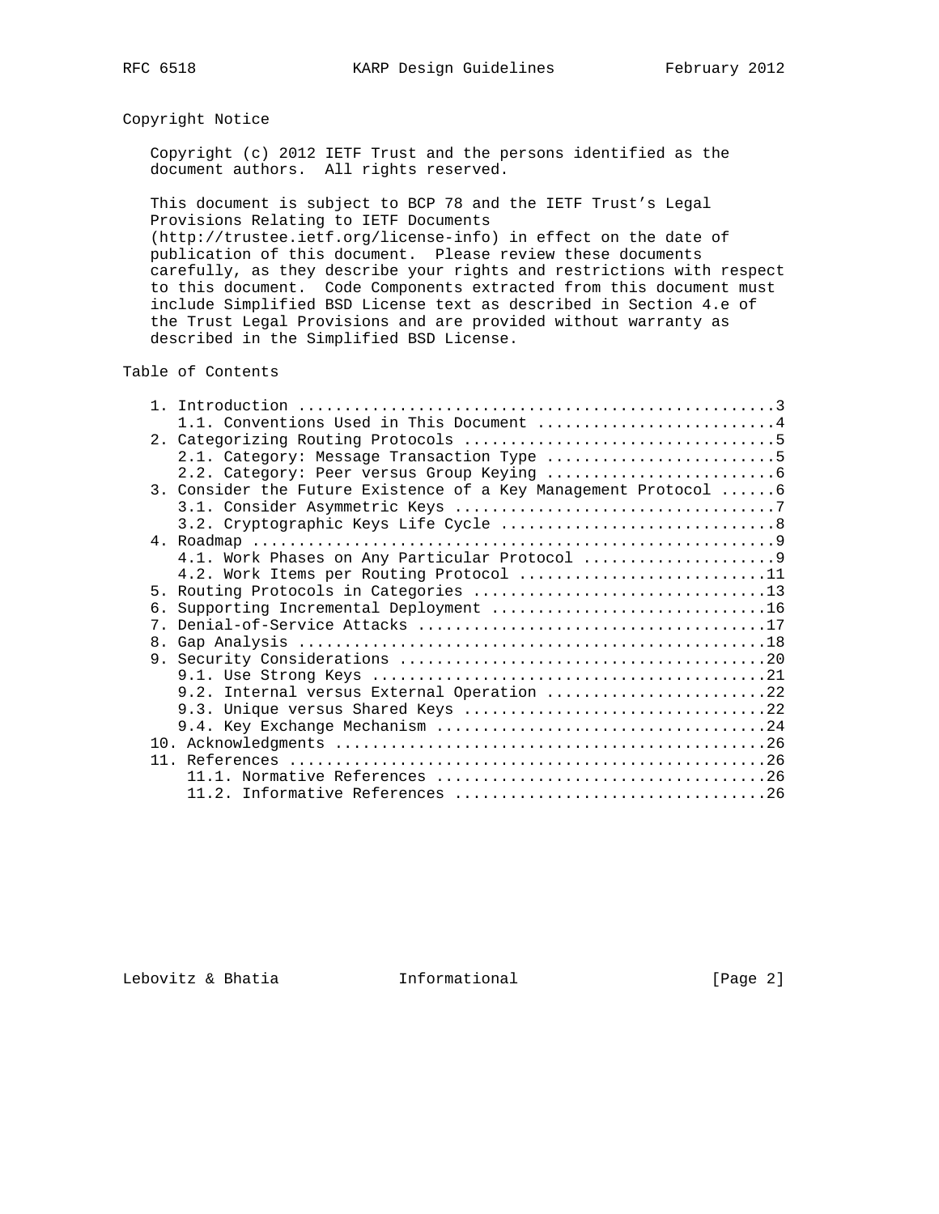## Copyright Notice

Copyright (c) 2012 IETF Trust and the persons identified as the document authors. All rights reserved.

This document is subject to BCP 78 and the IETF Trust's Legal Provisions Relating to IETF Documents (http://trustee.ietf.org/license-info) in effect on the date of publication of this document. Please review these documents carefully, as they describe your rights and restrictions with respect to this document. Code Components extracted from this document must include Simplified BSD License text as described in Section 4.e of the Trust Legal Provisions and are provided without warranty as described in the Simplified BSD License.

## Table of Contents

```
   1. Introduction ....................................................3
      1.1. Conventions Used in This Document ..........................4
   2. Categorizing Routing Protocols .................................5
      2.1. Category: Message Transaction Type .........................5
      2.2. Category: Peer versus Group Keying .........................6
   3. Consider the Future Existence of a Key Management Protocol ......6
      3.1. Consider Asymmetric Keys ...................................7
      3.2. Cryptographic Keys Life Cycle ..............................8
   4. Roadmap .........................................................9
      4.1. Work Phases on Any Particular Protocol .....................9
      4.2. Work Items per Routing Protocol ...........................11
   5. Routing Protocols in Categories ................................13
   6. Supporting Incremental Deployment ..............................16
   7. Denial-of-Service Attacks ......................................17
   8. Gap Analysis ...................................................18
   9. Security Considerations ........................................20
      9.1. Use Strong Keys ...........................................21
      9.2. Internal versus External Operation ........................22
      9.3. Unique versus Shared Keys .................................22
      9.4. Key Exchange Mechanism ....................................24
   10. Acknowledgments ...............................................26
   11. References ....................................................26
      11.1. Normative References .....................................26
      11.2. Informative References ...................................26
```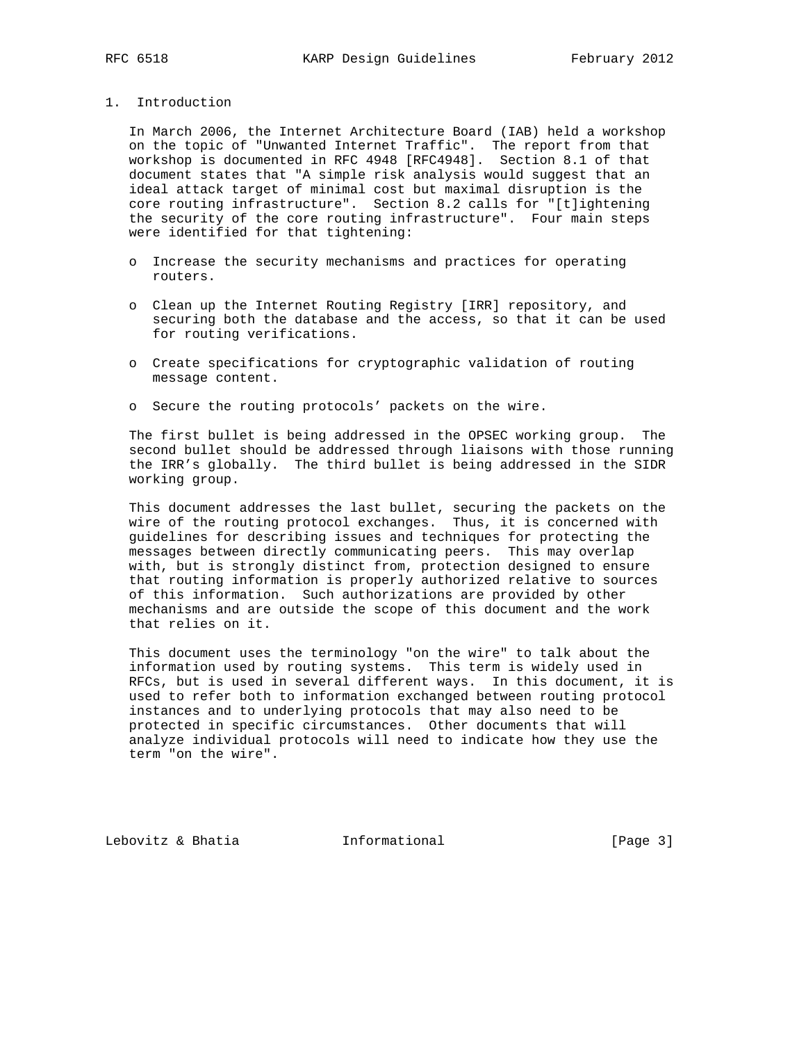# 1. Introduction

In March 2006, the Internet Architecture Board (IAB) held a workshop on the topic of "Unwanted Internet Traffic". The report from that workshop is documented in RFC 4948 [RFC4948]. Section 8.1 of that document states that "A simple risk analysis would suggest that an ideal attack target of minimal cost but maximal disruption is the core routing infrastructure". Section 8.2 calls for "[t]ightening the security of the core routing infrastructure". Four main steps were identified for that tightening:

- Increase the security mechanisms and practices for operating routers.
- Clean up the Internet Routing Registry [IRR] repository, and securing both the database and the access, so that it can be used for routing verifications.
- Create specifications for cryptographic validation of routing message content.
- Secure the routing protocols' packets on the wire.

The first bullet is being addressed in the OPSEC working group. The second bullet should be addressed through liaisons with those running the IRR's globally. The third bullet is being addressed in the SIDR working group.

This document addresses the last bullet, securing the packets on the wire of the routing protocol exchanges. Thus, it is concerned with guidelines for describing issues and techniques for protecting the messages between directly communicating peers. This may overlap with, but is strongly distinct from, protection designed to ensure that routing information is properly authorized relative to sources of this information. Such authorizations are provided by other mechanisms and are outside the scope of this document and the work that relies on it.

This document uses the terminology "on the wire" to talk about the information used by routing systems. This term is widely used in RFCs, but is used in several different ways. In this document, it is used to refer both to information exchanged between routing protocol instances and to underlying protocols that may also need to be protected in specific circumstances. Other documents that will analyze individual protocols will need to indicate how they use the term "on the wire".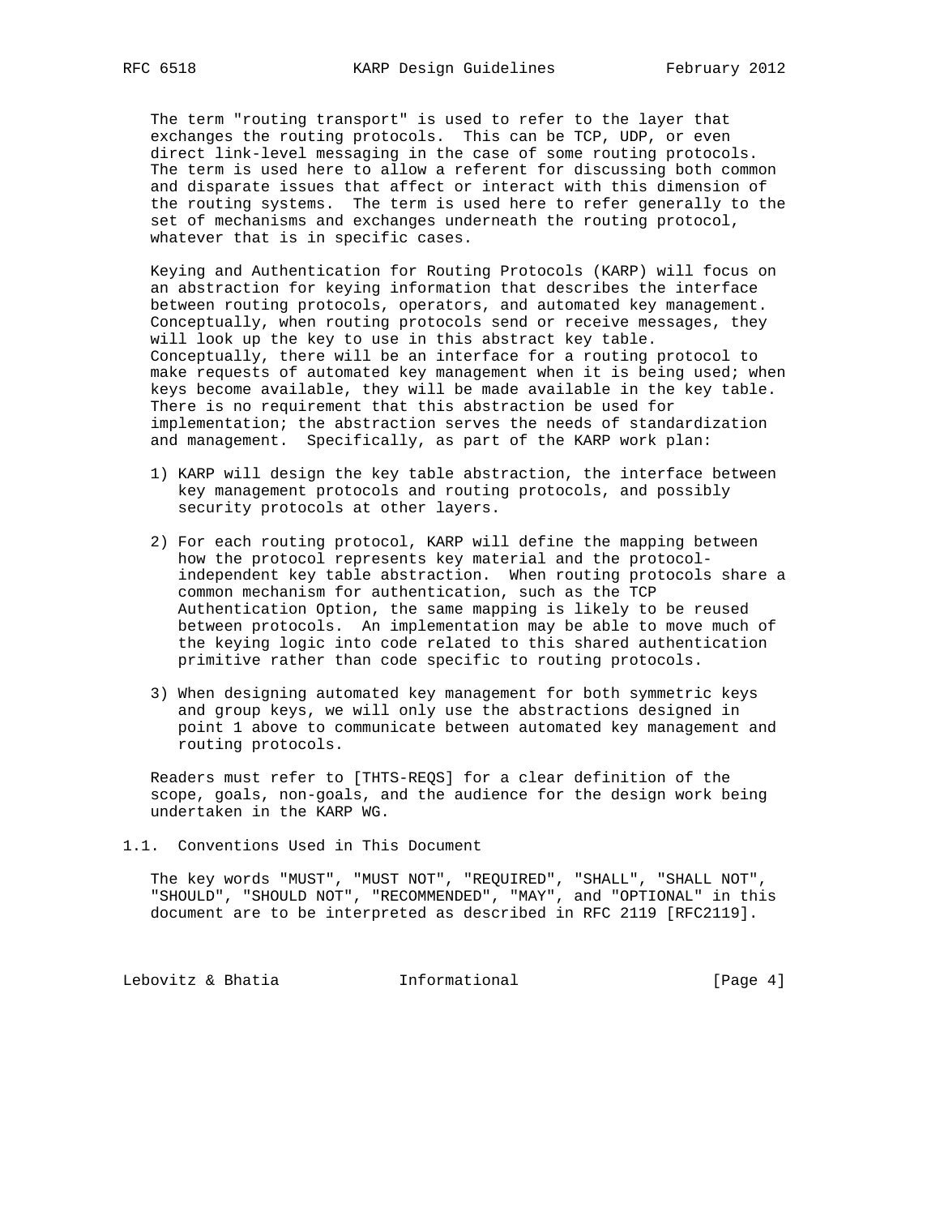The term "routing transport" is used to refer to the layer that exchanges the routing protocols. This can be TCP, UDP, or even direct link-level messaging in the case of some routing protocols. The term is used here to allow a referent for discussing both common and disparate issues that affect or interact with this dimension of the routing systems. The term is used here to refer generally to the set of mechanisms and exchanges underneath the routing protocol, whatever that is in specific cases.

Keying and Authentication for Routing Protocols (KARP) will focus on an abstraction for keying information that describes the interface between routing protocols, operators, and automated key management. Conceptually, when routing protocols send or receive messages, they will look up the key to use in this abstract key table. Conceptually, there will be an interface for a routing protocol to make requests of automated key management when it is being used; when keys become available, they will be made available in the key table. There is no requirement that this abstraction be used for implementation; the abstraction serves the needs of standardization and management. Specifically, as part of the KARP work plan:

1) KARP will design the key table abstraction, the interface between key management protocols and routing protocols, and possibly security protocols at other layers.

2) For each routing protocol, KARP will define the mapping between how the protocol represents key material and the protocol-independent key table abstraction. When routing protocols share a common mechanism for authentication, such as the TCP Authentication Option, the same mapping is likely to be reused between protocols. An implementation may be able to move much of the keying logic into code related to this shared authentication primitive rather than code specific to routing protocols.

3) When designing automated key management for both symmetric keys and group keys, we will only use the abstractions designed in point 1 above to communicate between automated key management and routing protocols.

Readers must refer to [THTS-REQS] for a clear definition of the scope, goals, non-goals, and the audience for the design work being undertaken in the KARP WG.

## 1.1. Conventions Used in This Document

The key words "MUST", "MUST NOT", "REQUIRED", "SHALL", "SHALL NOT", "SHOULD", "SHOULD NOT", "RECOMMENDED", "MAY", and "OPTIONAL" in this document are to be interpreted as described in RFC 2119 [RFC2119].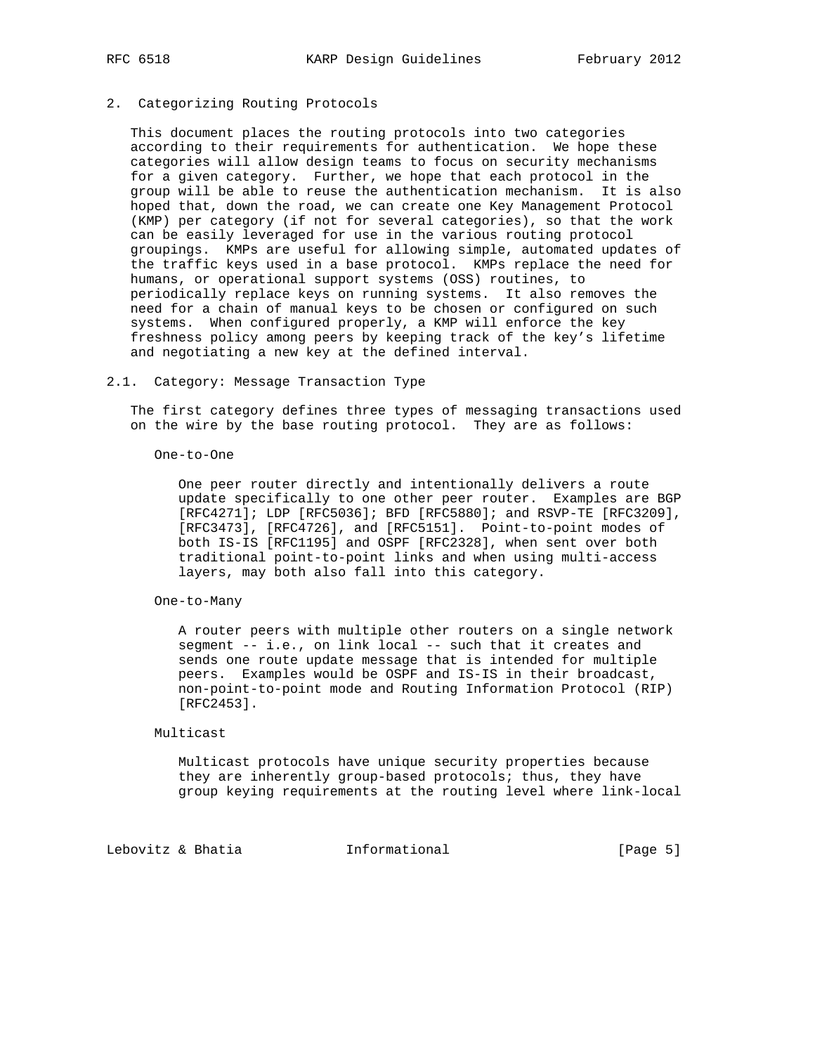## 2. Categorizing Routing Protocols

This document places the routing protocols into two categories according to their requirements for authentication. We hope these categories will allow design teams to focus on security mechanisms for a given category. Further, we hope that each protocol in the group will be able to reuse the authentication mechanism. It is also hoped that, down the road, we can create one Key Management Protocol (KMP) per category (if not for several categories), so that the work can be easily leveraged for use in the various routing protocol groupings. KMPs are useful for allowing simple, automated updates of the traffic keys used in a base protocol. KMPs replace the need for humans, or operational support systems (OSS) routines, to periodically replace keys on running systems. It also removes the need for a chain of manual keys to be chosen or configured on such systems. When configured properly, a KMP will enforce the key freshness policy among peers by keeping track of the key's lifetime and negotiating a new key at the defined interval.

### 2.1. Category: Message Transaction Type

The first category defines three types of messaging transactions used on the wire by the base routing protocol. They are as follows:

One-to-One

One peer router directly and intentionally delivers a route update specifically to one other peer router. Examples are BGP [RFC4271]; LDP [RFC5036]; BFD [RFC5880]; and RSVP-TE [RFC3209], [RFC3473], [RFC4726], and [RFC5151]. Point-to-point modes of both IS-IS [RFC1195] and OSPF [RFC2328], when sent over both traditional point-to-point links and when using multi-access layers, may both also fall into this category.

One-to-Many

A router peers with multiple other routers on a single network segment -- i.e., on link local -- such that it creates and sends one route update message that is intended for multiple peers. Examples would be OSPF and IS-IS in their broadcast, non-point-to-point mode and Routing Information Protocol (RIP) [RFC2453].

Multicast

Multicast protocols have unique security properties because they are inherently group-based protocols; thus, they have group keying requirements at the routing level where link-local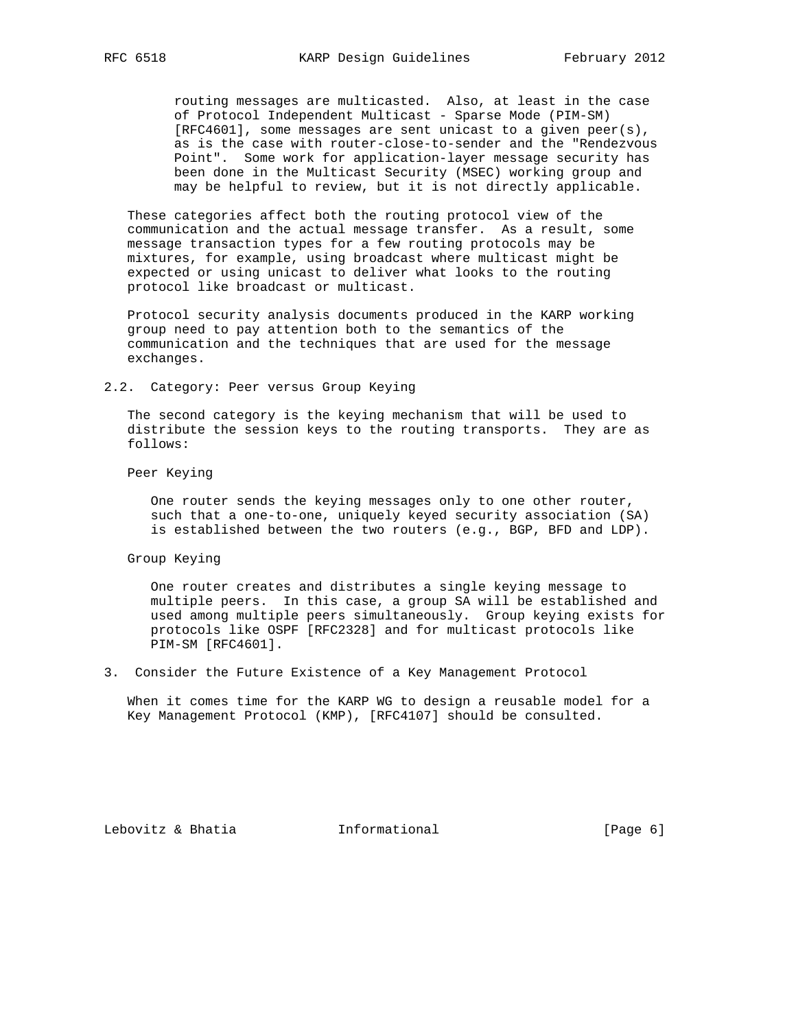routing messages are multicasted. Also, at least in the case of Protocol Independent Multicast - Sparse Mode (PIM-SM) [RFC4601], some messages are sent unicast to a given peer(s), as is the case with router-close-to-sender and the "Rendezvous Point". Some work for application-layer message security has been done in the Multicast Security (MSEC) working group and may be helpful to review, but it is not directly applicable.

These categories affect both the routing protocol view of the communication and the actual message transfer. As a result, some message transaction types for a few routing protocols may be mixtures, for example, using broadcast where multicast might be expected or using unicast to deliver what looks to the routing protocol like broadcast or multicast.

Protocol security analysis documents produced in the KARP working group need to pay attention both to the semantics of the communication and the techniques that are used for the message exchanges.

## 2.2. Category: Peer versus Group Keying

The second category is the keying mechanism that will be used to distribute the session keys to the routing transports. They are as follows:

Peer Keying

One router sends the keying messages only to one other router, such that a one-to-one, uniquely keyed security association (SA) is established between the two routers (e.g., BGP, BFD and LDP).

Group Keying

One router creates and distributes a single keying message to multiple peers. In this case, a group SA will be established and used among multiple peers simultaneously. Group keying exists for protocols like OSPF [RFC2328] and for multicast protocols like PIM-SM [RFC4601].

# 3. Consider the Future Existence of a Key Management Protocol

When it comes time for the KARP WG to design a reusable model for a Key Management Protocol (KMP), [RFC4107] should be consulted.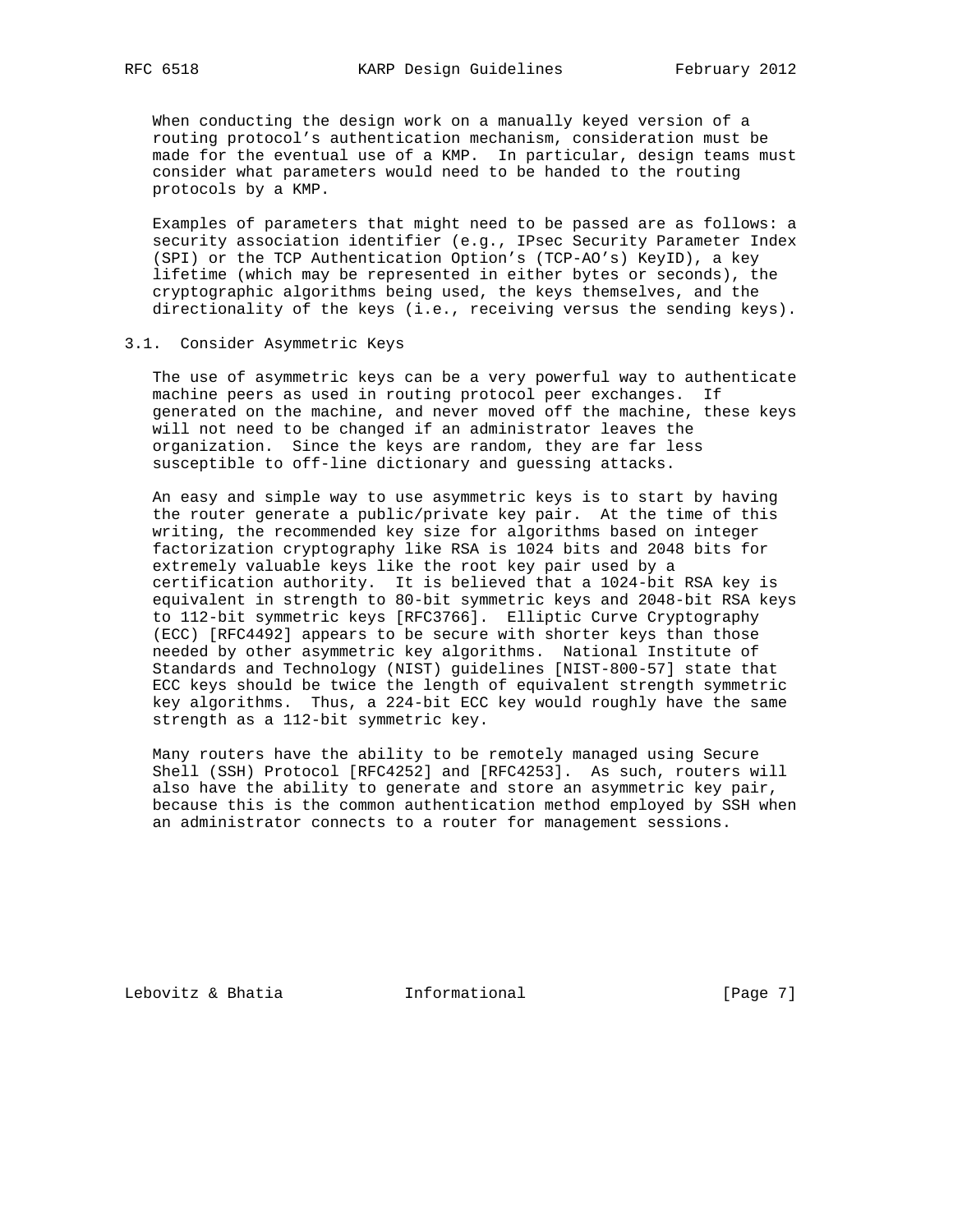When conducting the design work on a manually keyed version of a routing protocol's authentication mechanism, consideration must be made for the eventual use of a KMP. In particular, design teams must consider what parameters would need to be handed to the routing protocols by a KMP.

Examples of parameters that might need to be passed are as follows: a security association identifier (e.g., IPsec Security Parameter Index (SPI) or the TCP Authentication Option's (TCP-AO's) KeyID), a key lifetime (which may be represented in either bytes or seconds), the cryptographic algorithms being used, the keys themselves, and the directionality of the keys (i.e., receiving versus the sending keys).

### 3.1. Consider Asymmetric Keys

The use of asymmetric keys can be a very powerful way to authenticate machine peers as used in routing protocol peer exchanges. If generated on the machine, and never moved off the machine, these keys will not need to be changed if an administrator leaves the organization. Since the keys are random, they are far less susceptible to off-line dictionary and guessing attacks.

An easy and simple way to use asymmetric keys is to start by having the router generate a public/private key pair. At the time of this writing, the recommended key size for algorithms based on integer factorization cryptography like RSA is 1024 bits and 2048 bits for extremely valuable keys like the root key pair used by a certification authority. It is believed that a 1024-bit RSA key is equivalent in strength to 80-bit symmetric keys and 2048-bit RSA keys to 112-bit symmetric keys [RFC3766]. Elliptic Curve Cryptography (ECC) [RFC4492] appears to be secure with shorter keys than those needed by other asymmetric key algorithms. National Institute of Standards and Technology (NIST) guidelines [NIST-800-57] state that ECC keys should be twice the length of equivalent strength symmetric key algorithms. Thus, a 224-bit ECC key would roughly have the same strength as a 112-bit symmetric key.

Many routers have the ability to be remotely managed using Secure Shell (SSH) Protocol [RFC4252] and [RFC4253]. As such, routers will also have the ability to generate and store an asymmetric key pair, because this is the common authentication method employed by SSH when an administrator connects to a router for management sessions.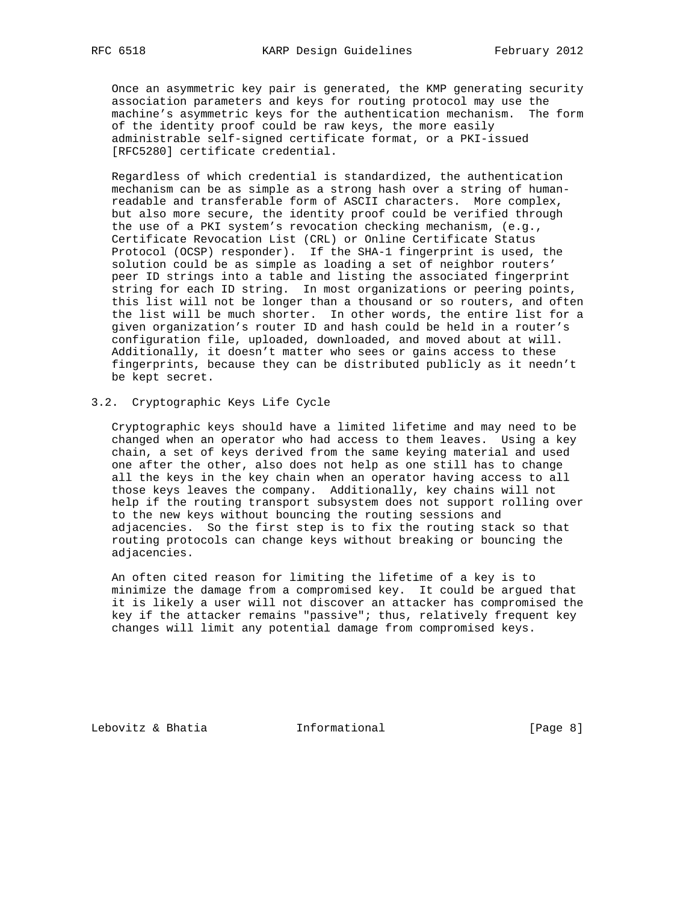Once an asymmetric key pair is generated, the KMP generating security association parameters and keys for routing protocol may use the machine's asymmetric keys for the authentication mechanism. The form of the identity proof could be raw keys, the more easily administrable self-signed certificate format, or a PKI-issued [RFC5280] certificate credential.

Regardless of which credential is standardized, the authentication mechanism can be as simple as a strong hash over a string of human-readable and transferable form of ASCII characters. More complex, but also more secure, the identity proof could be verified through the use of a PKI system's revocation checking mechanism, (e.g., Certificate Revocation List (CRL) or Online Certificate Status Protocol (OCSP) responder). If the SHA-1 fingerprint is used, the solution could be as simple as loading a set of neighbor routers' peer ID strings into a table and listing the associated fingerprint string for each ID string. In most organizations or peering points, this list will not be longer than a thousand or so routers, and often the list will be much shorter. In other words, the entire list for a given organization's router ID and hash could be held in a router's configuration file, uploaded, downloaded, and moved about at will. Additionally, it doesn't matter who sees or gains access to these fingerprints, because they can be distributed publicly as it needn't be kept secret.

## 3.2. Cryptographic Keys Life Cycle

Cryptographic keys should have a limited lifetime and may need to be changed when an operator who had access to them leaves. Using a key chain, a set of keys derived from the same keying material and used one after the other, also does not help as one still has to change all the keys in the key chain when an operator having access to all those keys leaves the company. Additionally, key chains will not help if the routing transport subsystem does not support rolling over to the new keys without bouncing the routing sessions and adjacencies. So the first step is to fix the routing stack so that routing protocols can change keys without breaking or bouncing the adjacencies.

An often cited reason for limiting the lifetime of a key is to minimize the damage from a compromised key. It could be argued that it is likely a user will not discover an attacker has compromised the key if the attacker remains "passive"; thus, relatively frequent key changes will limit any potential damage from compromised keys.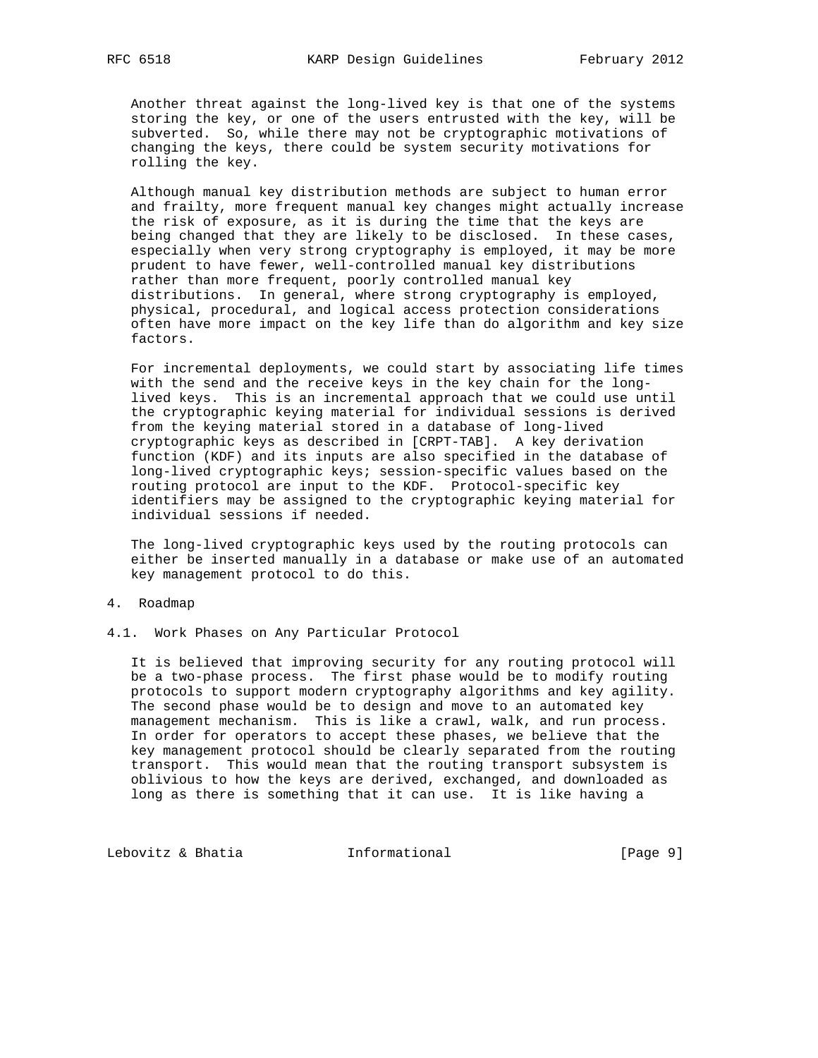Another threat against the long-lived key is that one of the systems storing the key, or one of the users entrusted with the key, will be subverted. So, while there may not be cryptographic motivations of changing the keys, there could be system security motivations for rolling the key.

Although manual key distribution methods are subject to human error and frailty, more frequent manual key changes might actually increase the risk of exposure, as it is during the time that the keys are being changed that they are likely to be disclosed. In these cases, especially when very strong cryptography is employed, it may be more prudent to have fewer, well-controlled manual key distributions rather than more frequent, poorly controlled manual key distributions. In general, where strong cryptography is employed, physical, procedural, and logical access protection considerations often have more impact on the key life than do algorithm and key size factors.

For incremental deployments, we could start by associating life times with the send and the receive keys in the key chain for the long-lived keys. This is an incremental approach that we could use until the cryptographic keying material for individual sessions is derived from the keying material stored in a database of long-lived cryptographic keys as described in [CRPT-TAB]. A key derivation function (KDF) and its inputs are also specified in the database of long-lived cryptographic keys; session-specific values based on the routing protocol are input to the KDF. Protocol-specific key identifiers may be assigned to the cryptographic keying material for individual sessions if needed.

The long-lived cryptographic keys used by the routing protocols can either be inserted manually in a database or make use of an automated key management protocol to do this.

## 4. Roadmap

### 4.1. Work Phases on Any Particular Protocol

It is believed that improving security for any routing protocol will be a two-phase process. The first phase would be to modify routing protocols to support modern cryptography algorithms and key agility. The second phase would be to design and move to an automated key management mechanism. This is like a crawl, walk, and run process. In order for operators to accept these phases, we believe that the key management protocol should be clearly separated from the routing transport. This would mean that the routing transport subsystem is oblivious to how the keys are derived, exchanged, and downloaded as long as there is something that it can use. It is like having a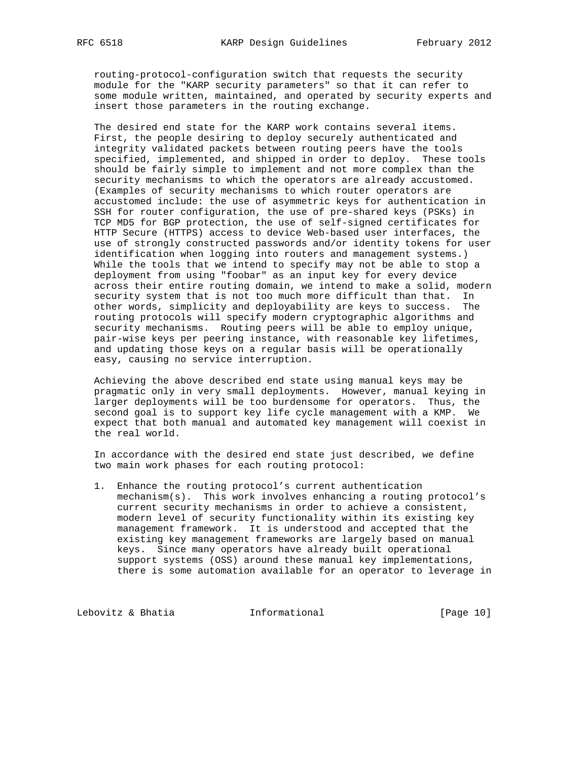routing-protocol-configuration switch that requests the security module for the "KARP security parameters" so that it can refer to some module written, maintained, and operated by security experts and insert those parameters in the routing exchange.

The desired end state for the KARP work contains several items. First, the people desiring to deploy securely authenticated and integrity validated packets between routing peers have the tools specified, implemented, and shipped in order to deploy. These tools should be fairly simple to implement and not more complex than the security mechanisms to which the operators are already accustomed. (Examples of security mechanisms to which router operators are accustomed include: the use of asymmetric keys for authentication in SSH for router configuration, the use of pre-shared keys (PSKs) in TCP MD5 for BGP protection, the use of self-signed certificates for HTTP Secure (HTTPS) access to device Web-based user interfaces, the use of strongly constructed passwords and/or identity tokens for user identification when logging into routers and management systems.) While the tools that we intend to specify may not be able to stop a deployment from using "foobar" as an input key for every device across their entire routing domain, we intend to make a solid, modern security system that is not too much more difficult than that. In other words, simplicity and deployability are keys to success. The routing protocols will specify modern cryptographic algorithms and security mechanisms. Routing peers will be able to employ unique, pair-wise keys per peering instance, with reasonable key lifetimes, and updating those keys on a regular basis will be operationally easy, causing no service interruption.

Achieving the above described end state using manual keys may be pragmatic only in very small deployments. However, manual keying in larger deployments will be too burdensome for operators. Thus, the second goal is to support key life cycle management with a KMP. We expect that both manual and automated key management will coexist in the real world.

In accordance with the desired end state just described, we define two main work phases for each routing protocol:

1. Enhance the routing protocol's current authentication mechanism(s). This work involves enhancing a routing protocol's current security mechanisms in order to achieve a consistent, modern level of security functionality within its existing key management framework. It is understood and accepted that the existing key management frameworks are largely based on manual keys. Since many operators have already built operational support systems (OSS) around these manual key implementations, there is some automation available for an operator to leverage in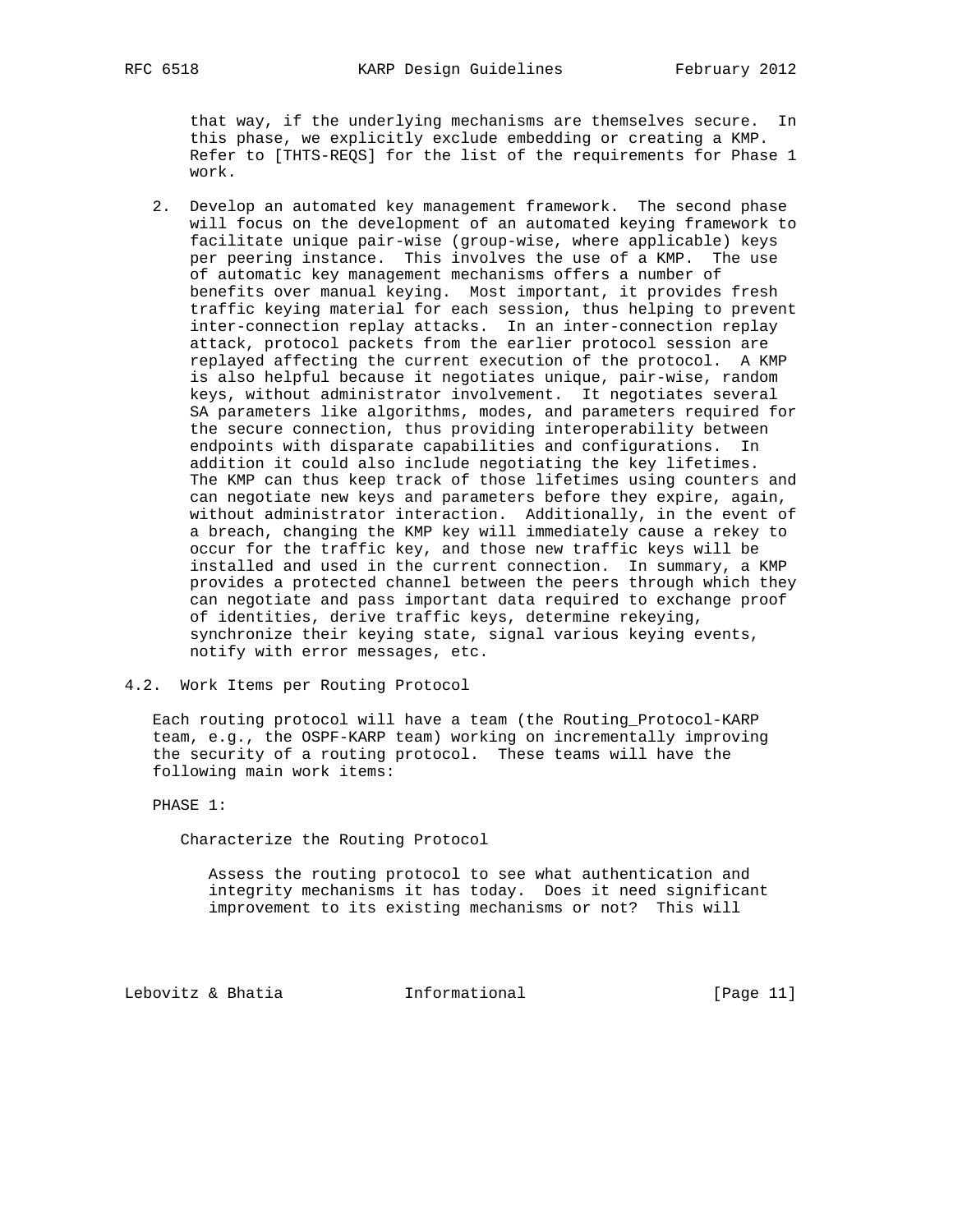that way, if the underlying mechanisms are themselves secure. In this phase, we explicitly exclude embedding or creating a KMP. Refer to [THTS-REQS] for the list of the requirements for Phase 1 work.

2. Develop an automated key management framework. The second phase will focus on the development of an automated keying framework to facilitate unique pair-wise (group-wise, where applicable) keys per peering instance. This involves the use of a KMP. The use of automatic key management mechanisms offers a number of benefits over manual keying. Most important, it provides fresh traffic keying material for each session, thus helping to prevent inter-connection replay attacks. In an inter-connection replay attack, protocol packets from the earlier protocol session are replayed affecting the current execution of the protocol. A KMP is also helpful because it negotiates unique, pair-wise, random keys, without administrator involvement. It negotiates several SA parameters like algorithms, modes, and parameters required for the secure connection, thus providing interoperability between endpoints with disparate capabilities and configurations. In addition it could also include negotiating the key lifetimes. The KMP can thus keep track of those lifetimes using counters and can negotiate new keys and parameters before they expire, again, without administrator interaction. Additionally, in the event of a breach, changing the KMP key will immediately cause a rekey to occur for the traffic key, and those new traffic keys will be installed and used in the current connection. In summary, a KMP provides a protected channel between the peers through which they can negotiate and pass important data required to exchange proof of identities, derive traffic keys, determine rekeying, synchronize their keying state, signal various keying events, notify with error messages, etc.

### 4.2. Work Items per Routing Protocol

Each routing protocol will have a team (the Routing_Protocol-KARP team, e.g., the OSPF-KARP team) working on incrementally improving the security of a routing protocol. These teams will have the following main work items:

PHASE 1:

Characterize the Routing Protocol

Assess the routing protocol to see what authentication and integrity mechanisms it has today. Does it need significant improvement to its existing mechanisms or not? This will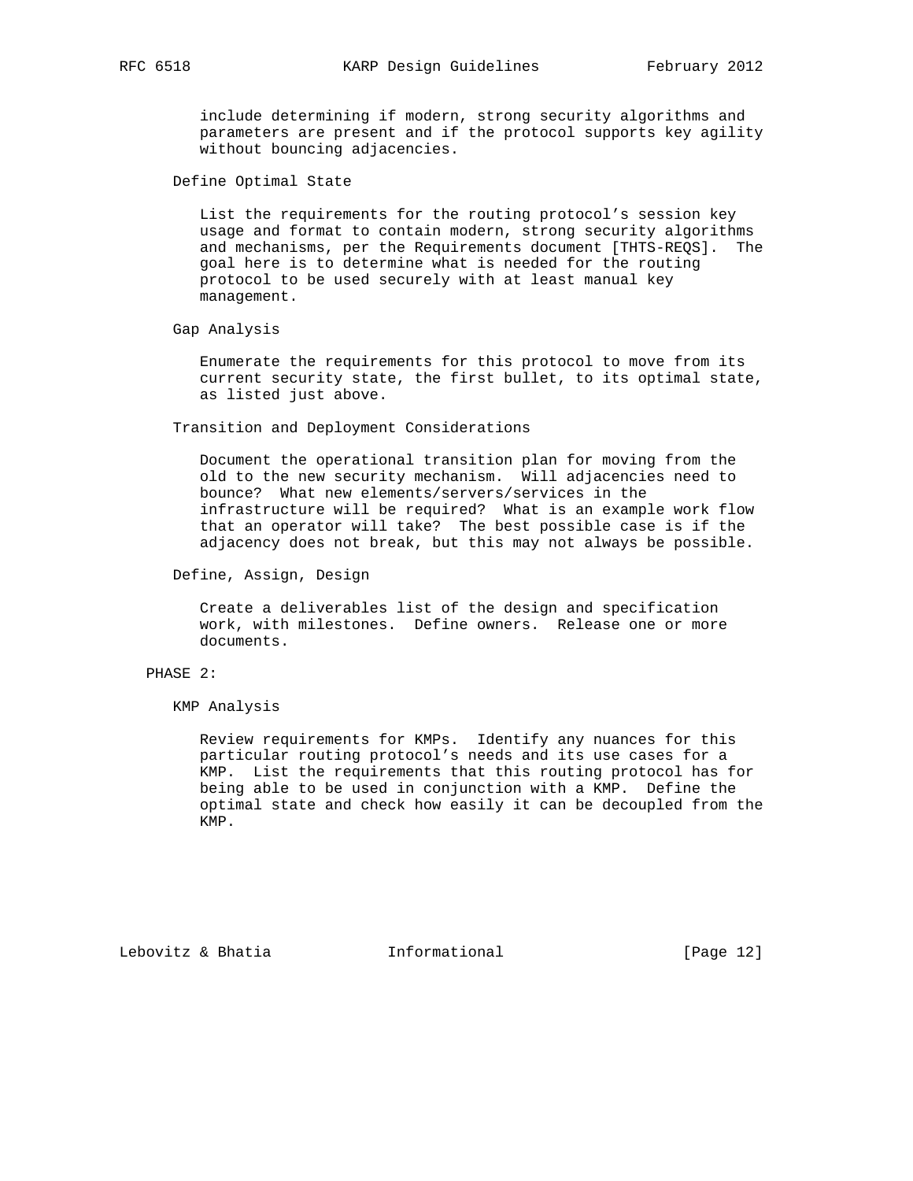include determining if modern, strong security algorithms and parameters are present and if the protocol supports key agility without bouncing adjacencies.

Define Optimal State

List the requirements for the routing protocol's session key usage and format to contain modern, strong security algorithms and mechanisms, per the Requirements document [THTS-REQS]. The goal here is to determine what is needed for the routing protocol to be used securely with at least manual key management.

Gap Analysis

Enumerate the requirements for this protocol to move from its current security state, the first bullet, to its optimal state, as listed just above.

Transition and Deployment Considerations

Document the operational transition plan for moving from the old to the new security mechanism. Will adjacencies need to bounce? What new elements/servers/services in the infrastructure will be required? What is an example work flow that an operator will take? The best possible case is if the adjacency does not break, but this may not always be possible.

Define, Assign, Design

Create a deliverables list of the design and specification work, with milestones. Define owners. Release one or more documents.

PHASE 2:

KMP Analysis

Review requirements for KMPs. Identify any nuances for this particular routing protocol's needs and its use cases for a KMP. List the requirements that this routing protocol has for being able to be used in conjunction with a KMP. Define the optimal state and check how easily it can be decoupled from the KMP.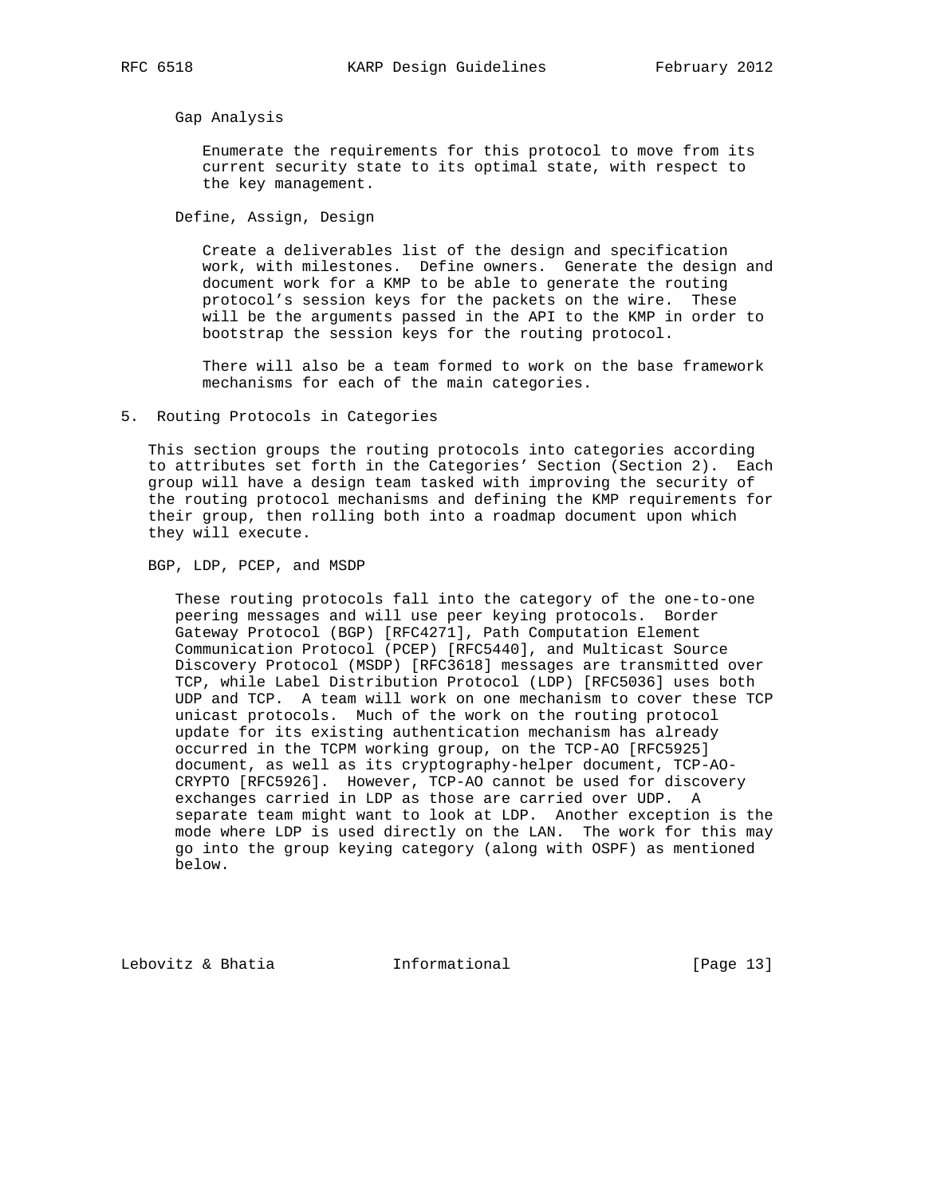Gap Analysis

Enumerate the requirements for this protocol to move from its current security state to its optimal state, with respect to the key management.

Define, Assign, Design

Create a deliverables list of the design and specification work, with milestones. Define owners. Generate the design and document work for a KMP to be able to generate the routing protocol's session keys for the packets on the wire. These will be the arguments passed in the API to the KMP in order to bootstrap the session keys for the routing protocol.

There will also be a team formed to work on the base framework mechanisms for each of the main categories.

## 5. Routing Protocols in Categories

This section groups the routing protocols into categories according to attributes set forth in the Categories' Section (Section 2). Each group will have a design team tasked with improving the security of the routing protocol mechanisms and defining the KMP requirements for their group, then rolling both into a roadmap document upon which they will execute.

BGP, LDP, PCEP, and MSDP

These routing protocols fall into the category of the one-to-one peering messages and will use peer keying protocols. Border Gateway Protocol (BGP) [RFC4271], Path Computation Element Communication Protocol (PCEP) [RFC5440], and Multicast Source Discovery Protocol (MSDP) [RFC3618] messages are transmitted over TCP, while Label Distribution Protocol (LDP) [RFC5036] uses both UDP and TCP. A team will work on one mechanism to cover these TCP unicast protocols. Much of the work on the routing protocol update for its existing authentication mechanism has already occurred in the TCPM working group, on the TCP-AO [RFC5925] document, as well as its cryptography-helper document, TCP-AO-CRYPTO [RFC5926]. However, TCP-AO cannot be used for discovery exchanges carried in LDP as those are carried over UDP. A separate team might want to look at LDP. Another exception is the mode where LDP is used directly on the LAN. The work for this may go into the group keying category (along with OSPF) as mentioned below.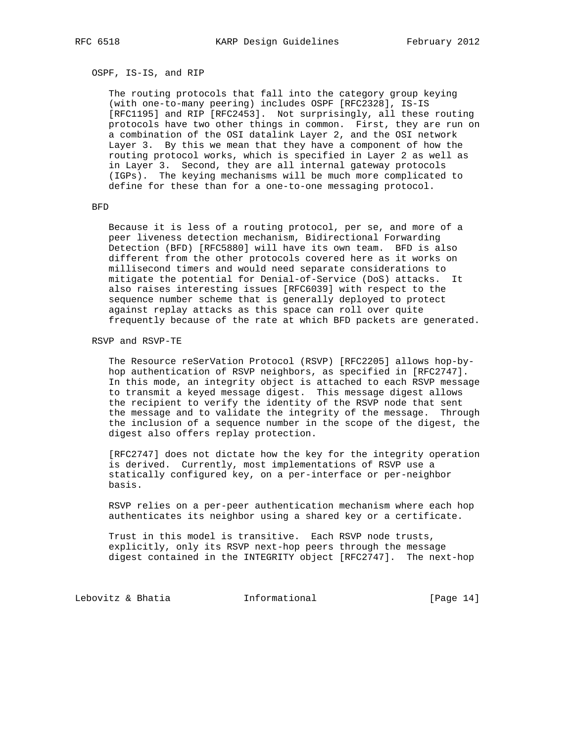### OSPF, IS-IS, and RIP

The routing protocols that fall into the category group keying (with one-to-many peering) includes OSPF [RFC2328], IS-IS [RFC1195] and RIP [RFC2453]. Not surprisingly, all these routing protocols have two other things in common. First, they are run on a combination of the OSI datalink Layer 2, and the OSI network Layer 3. By this we mean that they have a component of how the routing protocol works, which is specified in Layer 2 as well as in Layer 3. Second, they are all internal gateway protocols (IGPs). The keying mechanisms will be much more complicated to define for these than for a one-to-one messaging protocol.

### BFD

Because it is less of a routing protocol, per se, and more of a peer liveness detection mechanism, Bidirectional Forwarding Detection (BFD) [RFC5880] will have its own team. BFD is also different from the other protocols covered here as it works on millisecond timers and would need separate considerations to mitigate the potential for Denial-of-Service (DoS) attacks. It also raises interesting issues [RFC6039] with respect to the sequence number scheme that is generally deployed to protect against replay attacks as this space can roll over quite frequently because of the rate at which BFD packets are generated.

### RSVP and RSVP-TE

The Resource reSerVation Protocol (RSVP) [RFC2205] allows hop-by-hop authentication of RSVP neighbors, as specified in [RFC2747]. In this mode, an integrity object is attached to each RSVP message to transmit a keyed message digest. This message digest allows the recipient to verify the identity of the RSVP node that sent the message and to validate the integrity of the message. Through the inclusion of a sequence number in the scope of the digest, the digest also offers replay protection.

[RFC2747] does not dictate how the key for the integrity operation is derived. Currently, most implementations of RSVP use a statically configured key, on a per-interface or per-neighbor basis.

RSVP relies on a per-peer authentication mechanism where each hop authenticates its neighbor using a shared key or a certificate.

Trust in this model is transitive. Each RSVP node trusts, explicitly, only its RSVP next-hop peers through the message digest contained in the INTEGRITY object [RFC2747]. The next-hop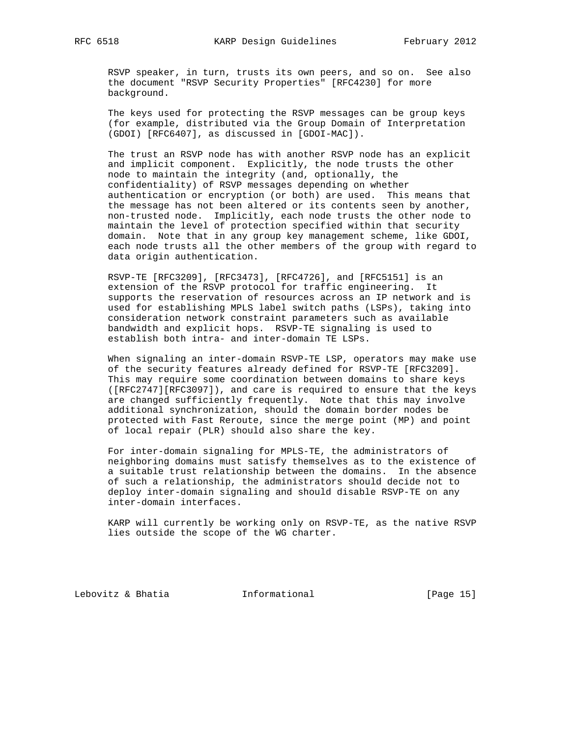RSVP speaker, in turn, trusts its own peers, and so on. See also the document "RSVP Security Properties" [RFC4230] for more background.

The keys used for protecting the RSVP messages can be group keys (for example, distributed via the Group Domain of Interpretation (GDOI) [RFC6407], as discussed in [GDOI-MAC]).

The trust an RSVP node has with another RSVP node has an explicit and implicit component. Explicitly, the node trusts the other node to maintain the integrity (and, optionally, the confidentiality) of RSVP messages depending on whether authentication or encryption (or both) are used. This means that the message has not been altered or its contents seen by another, non-trusted node. Implicitly, each node trusts the other node to maintain the level of protection specified within that security domain. Note that in any group key management scheme, like GDOI, each node trusts all the other members of the group with regard to data origin authentication.

RSVP-TE [RFC3209], [RFC3473], [RFC4726], and [RFC5151] is an extension of the RSVP protocol for traffic engineering. It supports the reservation of resources across an IP network and is used for establishing MPLS label switch paths (LSPs), taking into consideration network constraint parameters such as available bandwidth and explicit hops. RSVP-TE signaling is used to establish both intra- and inter-domain TE LSPs.

When signaling an inter-domain RSVP-TE LSP, operators may make use of the security features already defined for RSVP-TE [RFC3209]. This may require some coordination between domains to share keys ([RFC2747][RFC3097]), and care is required to ensure that the keys are changed sufficiently frequently. Note that this may involve additional synchronization, should the domain border nodes be protected with Fast Reroute, since the merge point (MP) and point of local repair (PLR) should also share the key.

For inter-domain signaling for MPLS-TE, the administrators of neighboring domains must satisfy themselves as to the existence of a suitable trust relationship between the domains. In the absence of such a relationship, the administrators should decide not to deploy inter-domain signaling and should disable RSVP-TE on any inter-domain interfaces.

KARP will currently be working only on RSVP-TE, as the native RSVP lies outside the scope of the WG charter.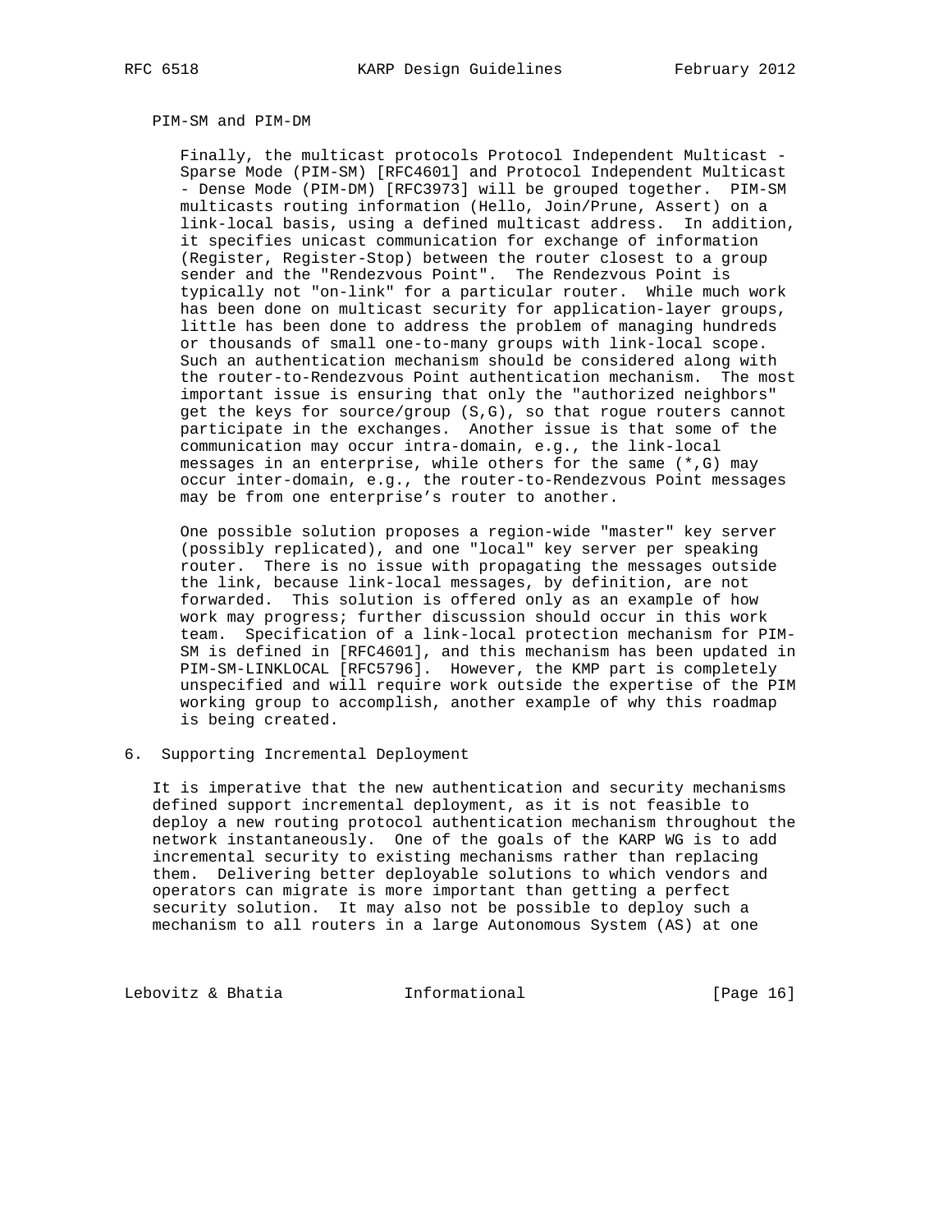### PIM-SM and PIM-DM

Finally, the multicast protocols Protocol Independent Multicast - Sparse Mode (PIM-SM) [RFC4601] and Protocol Independent Multicast - Dense Mode (PIM-DM) [RFC3973] will be grouped together. PIM-SM multicasts routing information (Hello, Join/Prune, Assert) on a link-local basis, using a defined multicast address. In addition, it specifies unicast communication for exchange of information (Register, Register-Stop) between the router closest to a group sender and the "Rendezvous Point". The Rendezvous Point is typically not "on-link" for a particular router. While much work has been done on multicast security for application-layer groups, little has been done to address the problem of managing hundreds or thousands of small one-to-many groups with link-local scope. Such an authentication mechanism should be considered along with the router-to-Rendezvous Point authentication mechanism. The most important issue is ensuring that only the "authorized neighbors" get the keys for source/group (S,G), so that rogue routers cannot participate in the exchanges. Another issue is that some of the communication may occur intra-domain, e.g., the link-local messages in an enterprise, while others for the same (*,G) may occur inter-domain, e.g., the router-to-Rendezvous Point messages may be from one enterprise's router to another.

One possible solution proposes a region-wide "master" key server (possibly replicated), and one "local" key server per speaking router. There is no issue with propagating the messages outside the link, because link-local messages, by definition, are not forwarded. This solution is offered only as an example of how work may progress; further discussion should occur in this work team. Specification of a link-local protection mechanism for PIM-SM is defined in [RFC4601], and this mechanism has been updated in PIM-SM-LINKLOCAL [RFC5796]. However, the KMP part is completely unspecified and will require work outside the expertise of the PIM working group to accomplish, another example of why this roadmap is being created.

## 6. Supporting Incremental Deployment

It is imperative that the new authentication and security mechanisms defined support incremental deployment, as it is not feasible to deploy a new routing protocol authentication mechanism throughout the network instantaneously. One of the goals of the KARP WG is to add incremental security to existing mechanisms rather than replacing them. Delivering better deployable solutions to which vendors and operators can migrate is more important than getting a perfect security solution. It may also not be possible to deploy such a mechanism to all routers in a large Autonomous System (AS) at one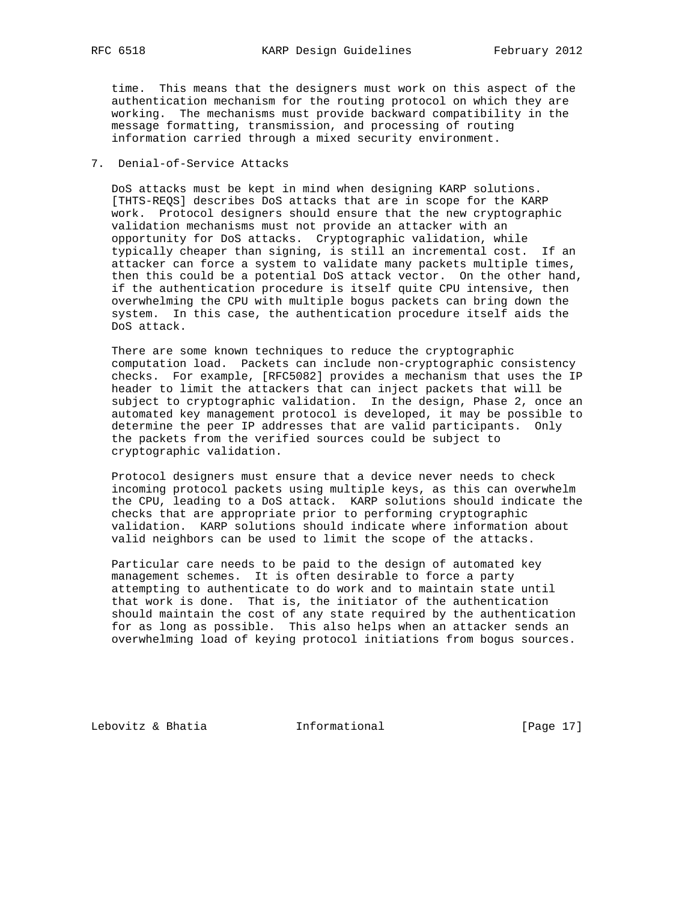time. This means that the designers must work on this aspect of the authentication mechanism for the routing protocol on which they are working. The mechanisms must provide backward compatibility in the message formatting, transmission, and processing of routing information carried through a mixed security environment.

## 7. Denial-of-Service Attacks

DoS attacks must be kept in mind when designing KARP solutions. [THTS-REQS] describes DoS attacks that are in scope for the KARP work. Protocol designers should ensure that the new cryptographic validation mechanisms must not provide an attacker with an opportunity for DoS attacks. Cryptographic validation, while typically cheaper than signing, is still an incremental cost. If an attacker can force a system to validate many packets multiple times, then this could be a potential DoS attack vector. On the other hand, if the authentication procedure is itself quite CPU intensive, then overwhelming the CPU with multiple bogus packets can bring down the system. In this case, the authentication procedure itself aids the DoS attack.

There are some known techniques to reduce the cryptographic computation load. Packets can include non-cryptographic consistency checks. For example, [RFC5082] provides a mechanism that uses the IP header to limit the attackers that can inject packets that will be subject to cryptographic validation. In the design, Phase 2, once an automated key management protocol is developed, it may be possible to determine the peer IP addresses that are valid participants. Only the packets from the verified sources could be subject to cryptographic validation.

Protocol designers must ensure that a device never needs to check incoming protocol packets using multiple keys, as this can overwhelm the CPU, leading to a DoS attack. KARP solutions should indicate the checks that are appropriate prior to performing cryptographic validation. KARP solutions should indicate where information about valid neighbors can be used to limit the scope of the attacks.

Particular care needs to be paid to the design of automated key management schemes. It is often desirable to force a party attempting to authenticate to do work and to maintain state until that work is done. That is, the initiator of the authentication should maintain the cost of any state required by the authentication for as long as possible. This also helps when an attacker sends an overwhelming load of keying protocol initiations from bogus sources.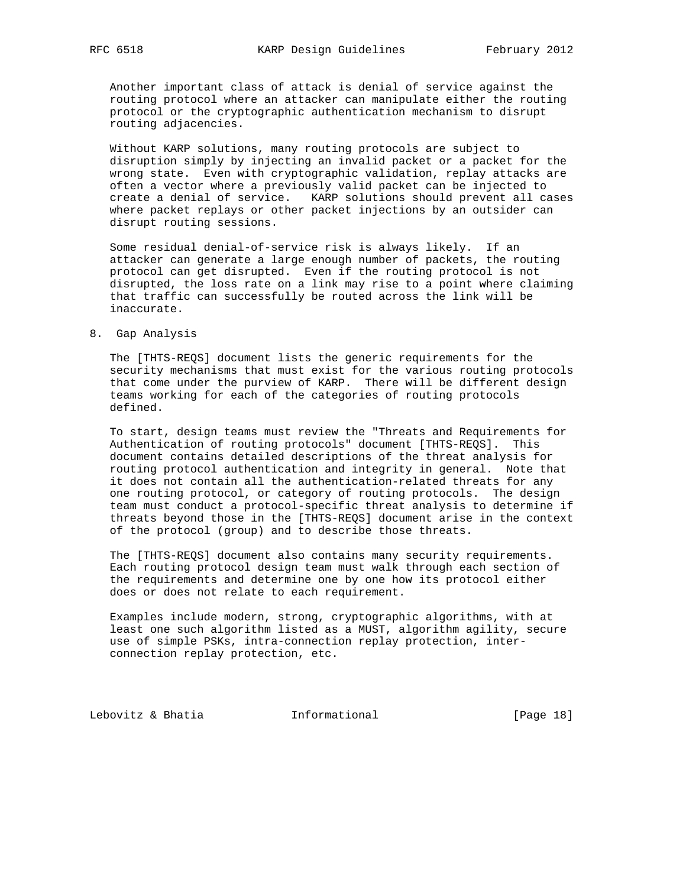Another important class of attack is denial of service against the routing protocol where an attacker can manipulate either the routing protocol or the cryptographic authentication mechanism to disrupt routing adjacencies.

Without KARP solutions, many routing protocols are subject to disruption simply by injecting an invalid packet or a packet for the wrong state. Even with cryptographic validation, replay attacks are often a vector where a previously valid packet can be injected to create a denial of service. KARP solutions should prevent all cases where packet replays or other packet injections by an outsider can disrupt routing sessions.

Some residual denial-of-service risk is always likely. If an attacker can generate a large enough number of packets, the routing protocol can get disrupted. Even if the routing protocol is not disrupted, the loss rate on a link may rise to a point where claiming that traffic can successfully be routed across the link will be inaccurate.

## 8. Gap Analysis

The [THTS-REQS] document lists the generic requirements for the security mechanisms that must exist for the various routing protocols that come under the purview of KARP. There will be different design teams working for each of the categories of routing protocols defined.

To start, design teams must review the "Threats and Requirements for Authentication of routing protocols" document [THTS-REQS]. This document contains detailed descriptions of the threat analysis for routing protocol authentication and integrity in general. Note that it does not contain all the authentication-related threats for any one routing protocol, or category of routing protocols. The design team must conduct a protocol-specific threat analysis to determine if threats beyond those in the [THTS-REQS] document arise in the context of the protocol (group) and to describe those threats.

The [THTS-REQS] document also contains many security requirements. Each routing protocol design team must walk through each section of the requirements and determine one by one how its protocol either does or does not relate to each requirement.

Examples include modern, strong, cryptographic algorithms, with at least one such algorithm listed as a MUST, algorithm agility, secure use of simple PSKs, intra-connection replay protection, inter-connection replay protection, etc.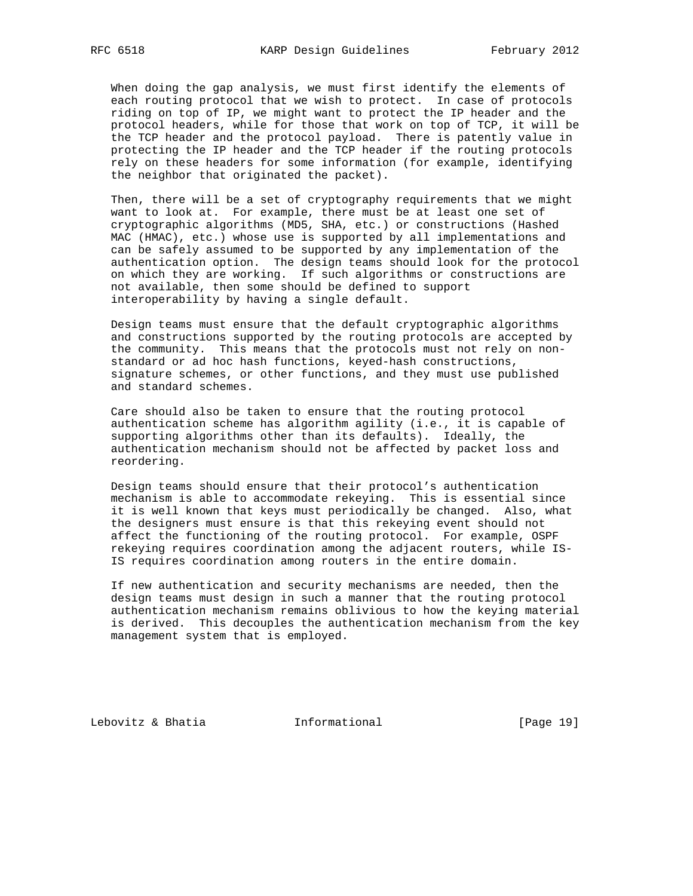When doing the gap analysis, we must first identify the elements of each routing protocol that we wish to protect. In case of protocols riding on top of IP, we might want to protect the IP header and the protocol headers, while for those that work on top of TCP, it will be the TCP header and the protocol payload. There is patently value in protecting the IP header and the TCP header if the routing protocols rely on these headers for some information (for example, identifying the neighbor that originated the packet).

Then, there will be a set of cryptography requirements that we might want to look at. For example, there must be at least one set of cryptographic algorithms (MD5, SHA, etc.) or constructions (Hashed MAC (HMAC), etc.) whose use is supported by all implementations and can be safely assumed to be supported by any implementation of the authentication option. The design teams should look for the protocol on which they are working. If such algorithms or constructions are not available, then some should be defined to support interoperability by having a single default.

Design teams must ensure that the default cryptographic algorithms and constructions supported by the routing protocols are accepted by the community. This means that the protocols must not rely on non-standard or ad hoc hash functions, keyed-hash constructions, signature schemes, or other functions, and they must use published and standard schemes.

Care should also be taken to ensure that the routing protocol authentication scheme has algorithm agility (i.e., it is capable of supporting algorithms other than its defaults). Ideally, the authentication mechanism should not be affected by packet loss and reordering.

Design teams should ensure that their protocol's authentication mechanism is able to accommodate rekeying. This is essential since it is well known that keys must periodically be changed. Also, what the designers must ensure is that this rekeying event should not affect the functioning of the routing protocol. For example, OSPF rekeying requires coordination among the adjacent routers, while IS-IS requires coordination among routers in the entire domain.

If new authentication and security mechanisms are needed, then the design teams must design in such a manner that the routing protocol authentication mechanism remains oblivious to how the keying material is derived. This decouples the authentication mechanism from the key management system that is employed.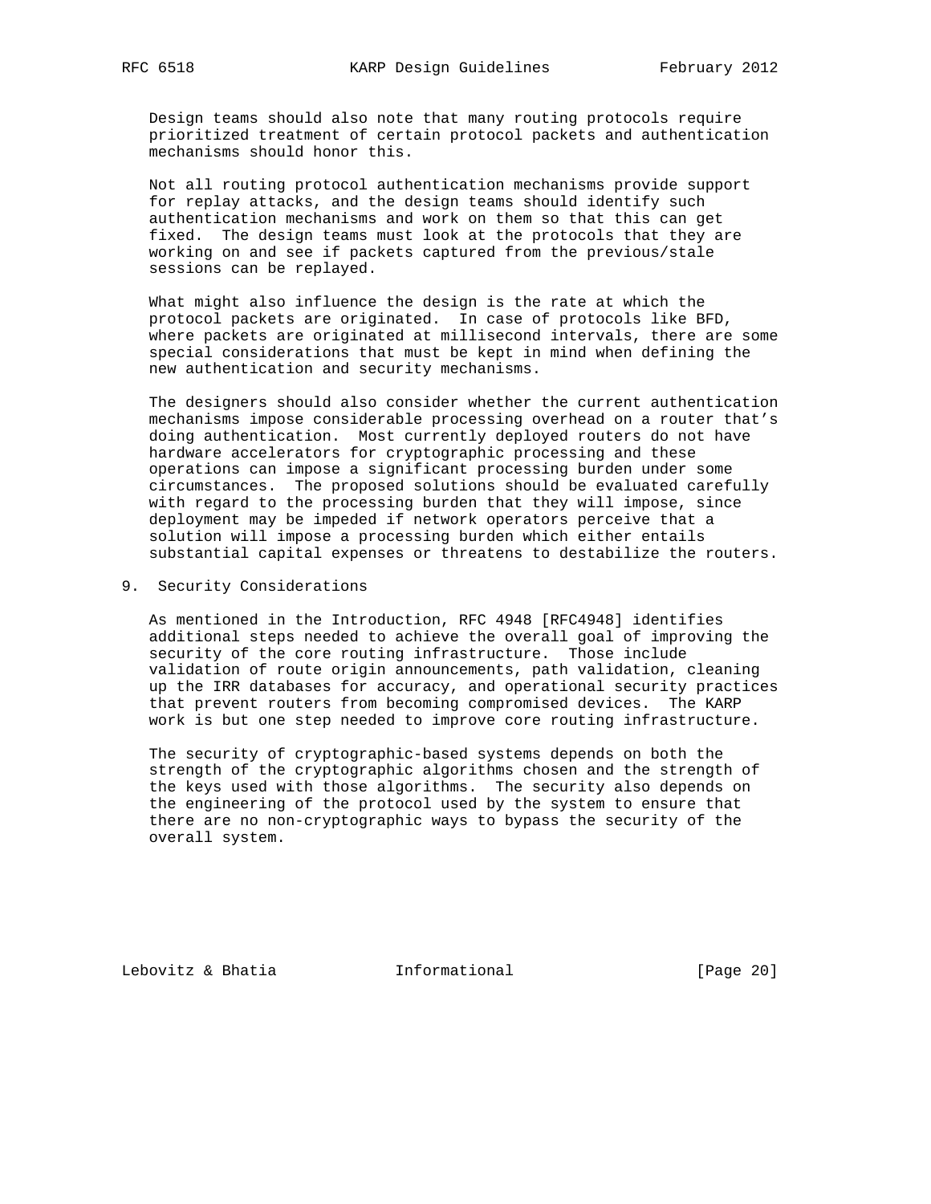Design teams should also note that many routing protocols require prioritized treatment of certain protocol packets and authentication mechanisms should honor this.

Not all routing protocol authentication mechanisms provide support for replay attacks, and the design teams should identify such authentication mechanisms and work on them so that this can get fixed. The design teams must look at the protocols that they are working on and see if packets captured from the previous/stale sessions can be replayed.

What might also influence the design is the rate at which the protocol packets are originated. In case of protocols like BFD, where packets are originated at millisecond intervals, there are some special considerations that must be kept in mind when defining the new authentication and security mechanisms.

The designers should also consider whether the current authentication mechanisms impose considerable processing overhead on a router that's doing authentication. Most currently deployed routers do not have hardware accelerators for cryptographic processing and these operations can impose a significant processing burden under some circumstances. The proposed solutions should be evaluated carefully with regard to the processing burden that they will impose, since deployment may be impeded if network operators perceive that a solution will impose a processing burden which either entails substantial capital expenses or threatens to destabilize the routers.

## 9. Security Considerations

As mentioned in the Introduction, RFC 4948 [RFC4948] identifies additional steps needed to achieve the overall goal of improving the security of the core routing infrastructure. Those include validation of route origin announcements, path validation, cleaning up the IRR databases for accuracy, and operational security practices that prevent routers from becoming compromised devices. The KARP work is but one step needed to improve core routing infrastructure.

The security of cryptographic-based systems depends on both the strength of the cryptographic algorithms chosen and the strength of the keys used with those algorithms. The security also depends on the engineering of the protocol used by the system to ensure that there are no non-cryptographic ways to bypass the security of the overall system.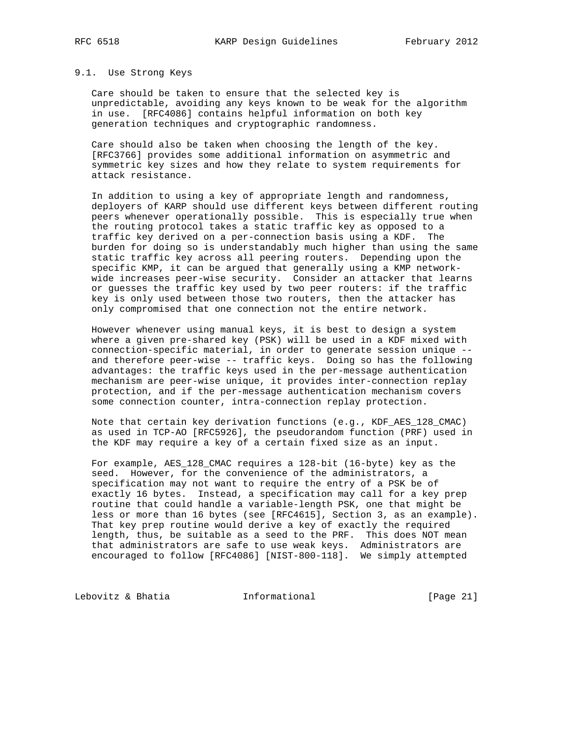### 9.1. Use Strong Keys

Care should be taken to ensure that the selected key is unpredictable, avoiding any keys known to be weak for the algorithm in use. [RFC4086] contains helpful information on both key generation techniques and cryptographic randomness.

Care should also be taken when choosing the length of the key. [RFC3766] provides some additional information on asymmetric and symmetric key sizes and how they relate to system requirements for attack resistance.

In addition to using a key of appropriate length and randomness, deployers of KARP should use different keys between different routing peers whenever operationally possible. This is especially true when the routing protocol takes a static traffic key as opposed to a traffic key derived on a per-connection basis using a KDF. The burden for doing so is understandably much higher than using the same static traffic key across all peering routers. Depending upon the specific KMP, it can be argued that generally using a KMP network-wide increases peer-wise security. Consider an attacker that learns or guesses the traffic key used by two peer routers: if the traffic key is only used between those two routers, then the attacker has only compromised that one connection not the entire network.

However whenever using manual keys, it is best to design a system where a given pre-shared key (PSK) will be used in a KDF mixed with connection-specific material, in order to generate session unique -- and therefore peer-wise -- traffic keys. Doing so has the following advantages: the traffic keys used in the per-message authentication mechanism are peer-wise unique, it provides inter-connection replay protection, and if the per-message authentication mechanism covers some connection counter, intra-connection replay protection.

Note that certain key derivation functions (e.g., KDF_AES_128_CMAC) as used in TCP-AO [RFC5926], the pseudorandom function (PRF) used in the KDF may require a key of a certain fixed size as an input.

For example, AES_128_CMAC requires a 128-bit (16-byte) key as the seed. However, for the convenience of the administrators, a specification may not want to require the entry of a PSK be of exactly 16 bytes. Instead, a specification may call for a key prep routine that could handle a variable-length PSK, one that might be less or more than 16 bytes (see [RFC4615], Section 3, as an example). That key prep routine would derive a key of exactly the required length, thus, be suitable as a seed to the PRF. This does NOT mean that administrators are safe to use weak keys. Administrators are encouraged to follow [RFC4086] [NIST-800-118]. We simply attempted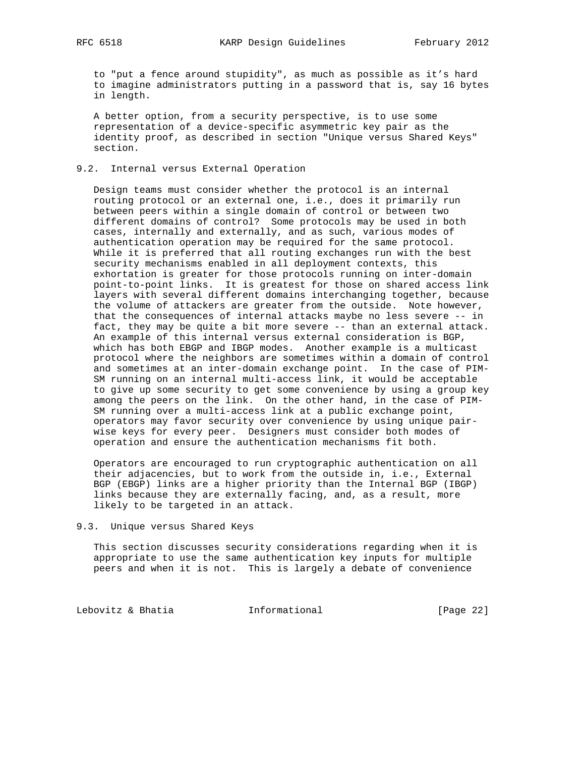to "put a fence around stupidity", as much as possible as it's hard to imagine administrators putting in a password that is, say 16 bytes in length.

A better option, from a security perspective, is to use some representation of a device-specific asymmetric key pair as the identity proof, as described in section "Unique versus Shared Keys" section.

## 9.2. Internal versus External Operation

Design teams must consider whether the protocol is an internal routing protocol or an external one, i.e., does it primarily run between peers within a single domain of control or between two different domains of control? Some protocols may be used in both cases, internally and externally, and as such, various modes of authentication operation may be required for the same protocol. While it is preferred that all routing exchanges run with the best security mechanisms enabled in all deployment contexts, this exhortation is greater for those protocols running on inter-domain point-to-point links. It is greatest for those on shared access link layers with several different domains interchanging together, because the volume of attackers are greater from the outside. Note however, that the consequences of internal attacks maybe no less severe -- in fact, they may be quite a bit more severe -- than an external attack. An example of this internal versus external consideration is BGP, which has both EBGP and IBGP modes. Another example is a multicast protocol where the neighbors are sometimes within a domain of control and sometimes at an inter-domain exchange point. In the case of PIM-SM running on an internal multi-access link, it would be acceptable to give up some security to get some convenience by using a group key among the peers on the link. On the other hand, in the case of PIM-SM running over a multi-access link at a public exchange point, operators may favor security over convenience by using unique pair-wise keys for every peer. Designers must consider both modes of operation and ensure the authentication mechanisms fit both.

Operators are encouraged to run cryptographic authentication on all their adjacencies, but to work from the outside in, i.e., External BGP (EBGP) links are a higher priority than the Internal BGP (IBGP) links because they are externally facing, and, as a result, more likely to be targeted in an attack.

## 9.3. Unique versus Shared Keys

This section discusses security considerations regarding when it is appropriate to use the same authentication key inputs for multiple peers and when it is not. This is largely a debate of convenience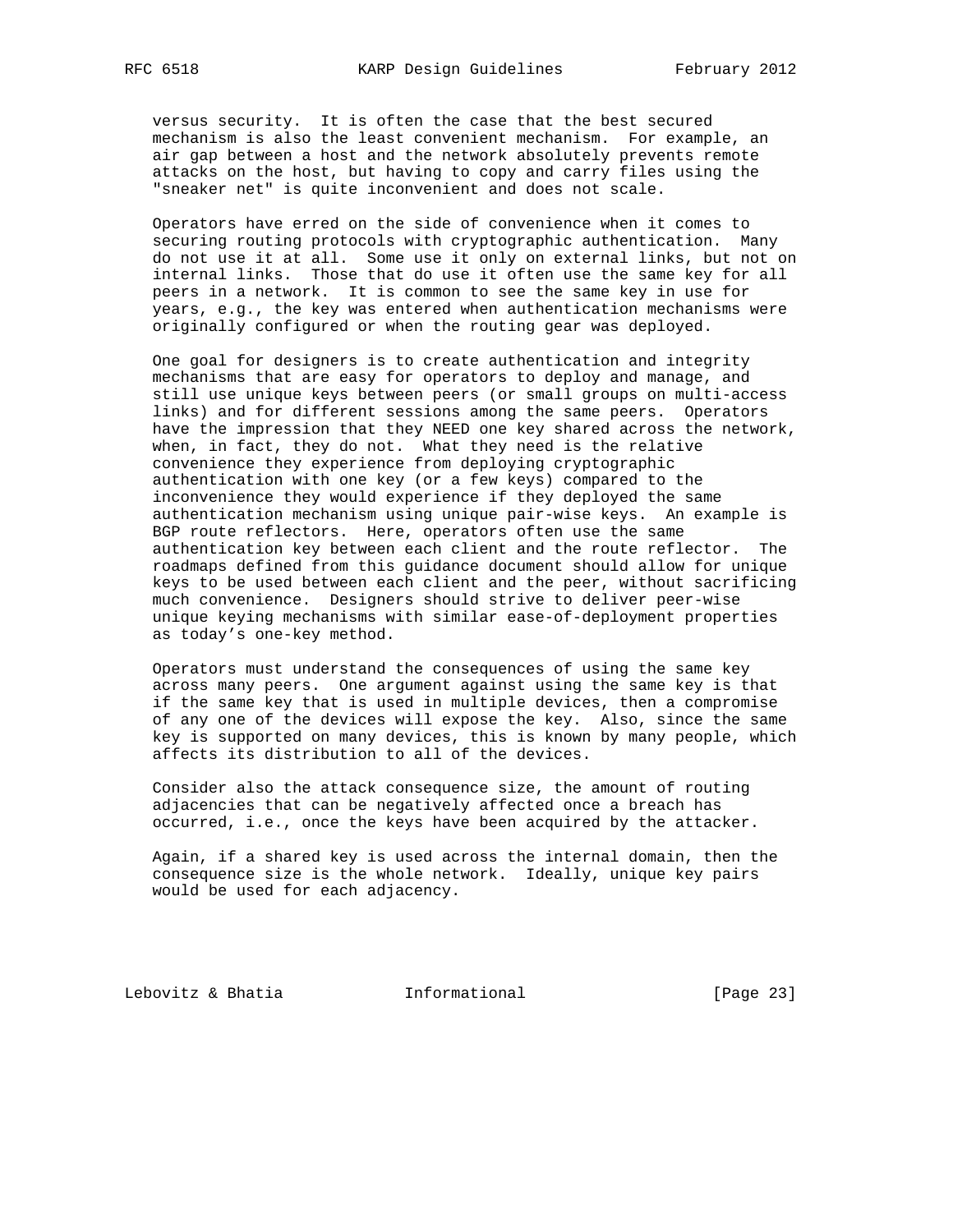versus security. It is often the case that the best secured mechanism is also the least convenient mechanism. For example, an air gap between a host and the network absolutely prevents remote attacks on the host, but having to copy and carry files using the "sneaker net" is quite inconvenient and does not scale.

Operators have erred on the side of convenience when it comes to securing routing protocols with cryptographic authentication. Many do not use it at all. Some use it only on external links, but not on internal links. Those that do use it often use the same key for all peers in a network. It is common to see the same key in use for years, e.g., the key was entered when authentication mechanisms were originally configured or when the routing gear was deployed.

One goal for designers is to create authentication and integrity mechanisms that are easy for operators to deploy and manage, and still use unique keys between peers (or small groups on multi-access links) and for different sessions among the same peers. Operators have the impression that they NEED one key shared across the network, when, in fact, they do not. What they need is the relative convenience they experience from deploying cryptographic authentication with one key (or a few keys) compared to the inconvenience they would experience if they deployed the same authentication mechanism using unique pair-wise keys. An example is BGP route reflectors. Here, operators often use the same authentication key between each client and the route reflector. The roadmaps defined from this guidance document should allow for unique keys to be used between each client and the peer, without sacrificing much convenience. Designers should strive to deliver peer-wise unique keying mechanisms with similar ease-of-deployment properties as today's one-key method.

Operators must understand the consequences of using the same key across many peers. One argument against using the same key is that if the same key that is used in multiple devices, then a compromise of any one of the devices will expose the key. Also, since the same key is supported on many devices, this is known by many people, which affects its distribution to all of the devices.

Consider also the attack consequence size, the amount of routing adjacencies that can be negatively affected once a breach has occurred, i.e., once the keys have been acquired by the attacker.

Again, if a shared key is used across the internal domain, then the consequence size is the whole network. Ideally, unique key pairs would be used for each adjacency.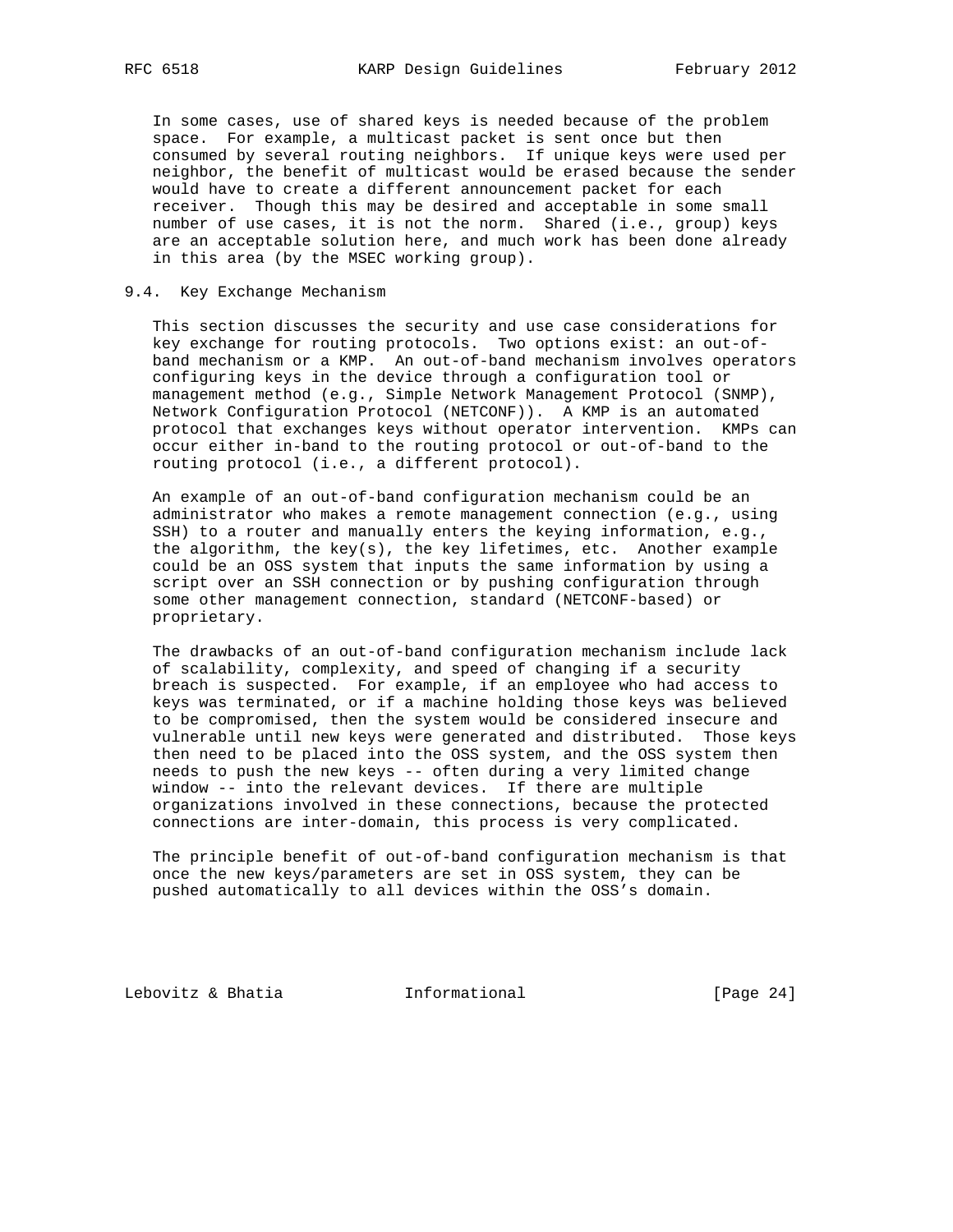In some cases, use of shared keys is needed because of the problem space. For example, a multicast packet is sent once but then consumed by several routing neighbors. If unique keys were used per neighbor, the benefit of multicast would be erased because the sender would have to create a different announcement packet for each receiver. Though this may be desired and acceptable in some small number of use cases, it is not the norm. Shared (i.e., group) keys are an acceptable solution here, and much work has been done already in this area (by the MSEC working group).

## 9.4. Key Exchange Mechanism

This section discusses the security and use case considerations for key exchange for routing protocols. Two options exist: an out-of-band mechanism or a KMP. An out-of-band mechanism involves operators configuring keys in the device through a configuration tool or management method (e.g., Simple Network Management Protocol (SNMP), Network Configuration Protocol (NETCONF)). A KMP is an automated protocol that exchanges keys without operator intervention. KMPs can occur either in-band to the routing protocol or out-of-band to the routing protocol (i.e., a different protocol).

An example of an out-of-band configuration mechanism could be an administrator who makes a remote management connection (e.g., using SSH) to a router and manually enters the keying information, e.g., the algorithm, the key(s), the key lifetimes, etc. Another example could be an OSS system that inputs the same information by using a script over an SSH connection or by pushing configuration through some other management connection, standard (NETCONF-based) or proprietary.

The drawbacks of an out-of-band configuration mechanism include lack of scalability, complexity, and speed of changing if a security breach is suspected. For example, if an employee who had access to keys was terminated, or if a machine holding those keys was believed to be compromised, then the system would be considered insecure and vulnerable until new keys were generated and distributed. Those keys then need to be placed into the OSS system, and the OSS system then needs to push the new keys -- often during a very limited change window -- into the relevant devices. If there are multiple organizations involved in these connections, because the protected connections are inter-domain, this process is very complicated.

The principle benefit of out-of-band configuration mechanism is that once the new keys/parameters are set in OSS system, they can be pushed automatically to all devices within the OSS's domain.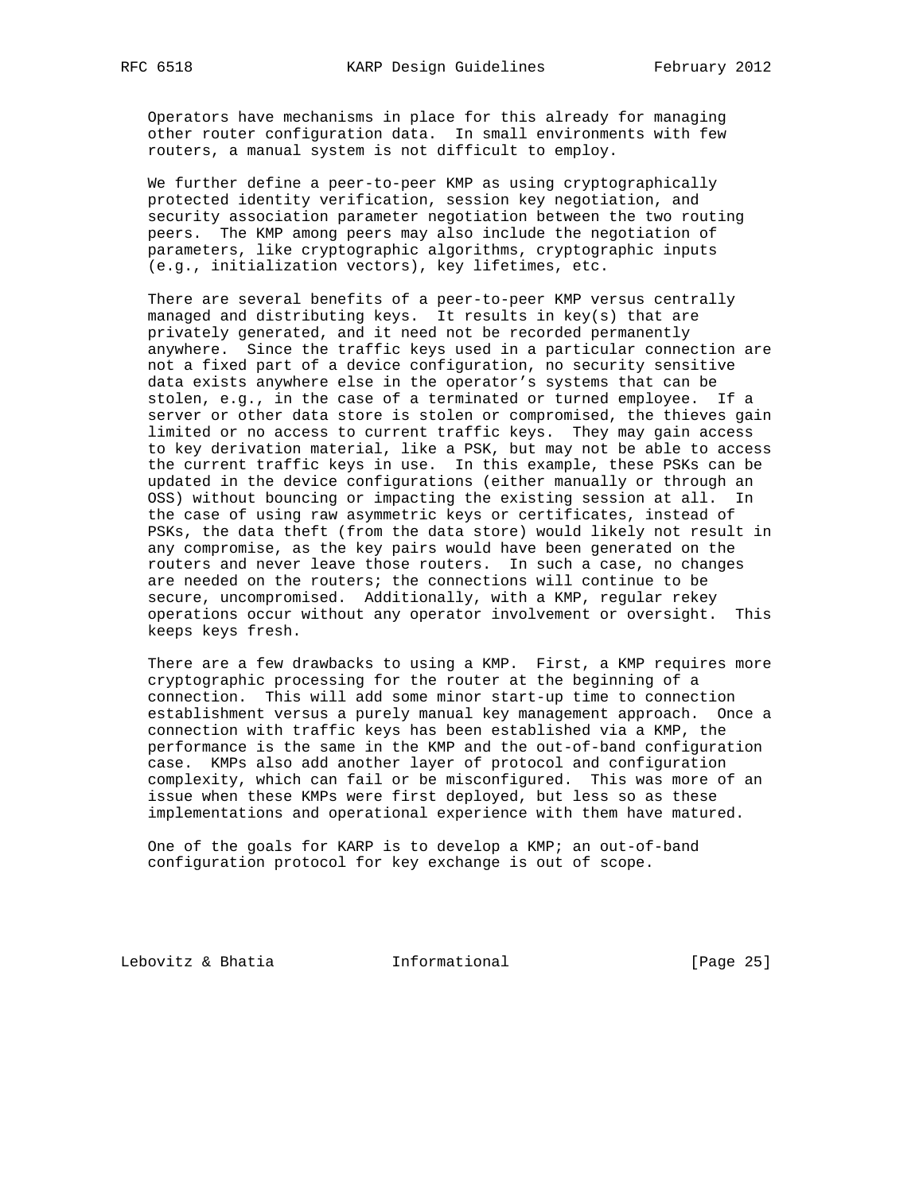Operators have mechanisms in place for this already for managing other router configuration data. In small environments with few routers, a manual system is not difficult to employ.

We further define a peer-to-peer KMP as using cryptographically protected identity verification, session key negotiation, and security association parameter negotiation between the two routing peers. The KMP among peers may also include the negotiation of parameters, like cryptographic algorithms, cryptographic inputs (e.g., initialization vectors), key lifetimes, etc.

There are several benefits of a peer-to-peer KMP versus centrally managed and distributing keys. It results in key(s) that are privately generated, and it need not be recorded permanently anywhere. Since the traffic keys used in a particular connection are not a fixed part of a device configuration, no security sensitive data exists anywhere else in the operator's systems that can be stolen, e.g., in the case of a terminated or turned employee. If a server or other data store is stolen or compromised, the thieves gain limited or no access to current traffic keys. They may gain access to key derivation material, like a PSK, but may not be able to access the current traffic keys in use. In this example, these PSKs can be updated in the device configurations (either manually or through an OSS) without bouncing or impacting the existing session at all. In the case of using raw asymmetric keys or certificates, instead of PSKs, the data theft (from the data store) would likely not result in any compromise, as the key pairs would have been generated on the routers and never leave those routers. In such a case, no changes are needed on the routers; the connections will continue to be secure, uncompromised. Additionally, with a KMP, regular rekey operations occur without any operator involvement or oversight. This keeps keys fresh.

There are a few drawbacks to using a KMP. First, a KMP requires more cryptographic processing for the router at the beginning of a connection. This will add some minor start-up time to connection establishment versus a purely manual key management approach. Once a connection with traffic keys has been established via a KMP, the performance is the same in the KMP and the out-of-band configuration case. KMPs also add another layer of protocol and configuration complexity, which can fail or be misconfigured. This was more of an issue when these KMPs were first deployed, but less so as these implementations and operational experience with them have matured.

One of the goals for KARP is to develop a KMP; an out-of-band configuration protocol for key exchange is out of scope.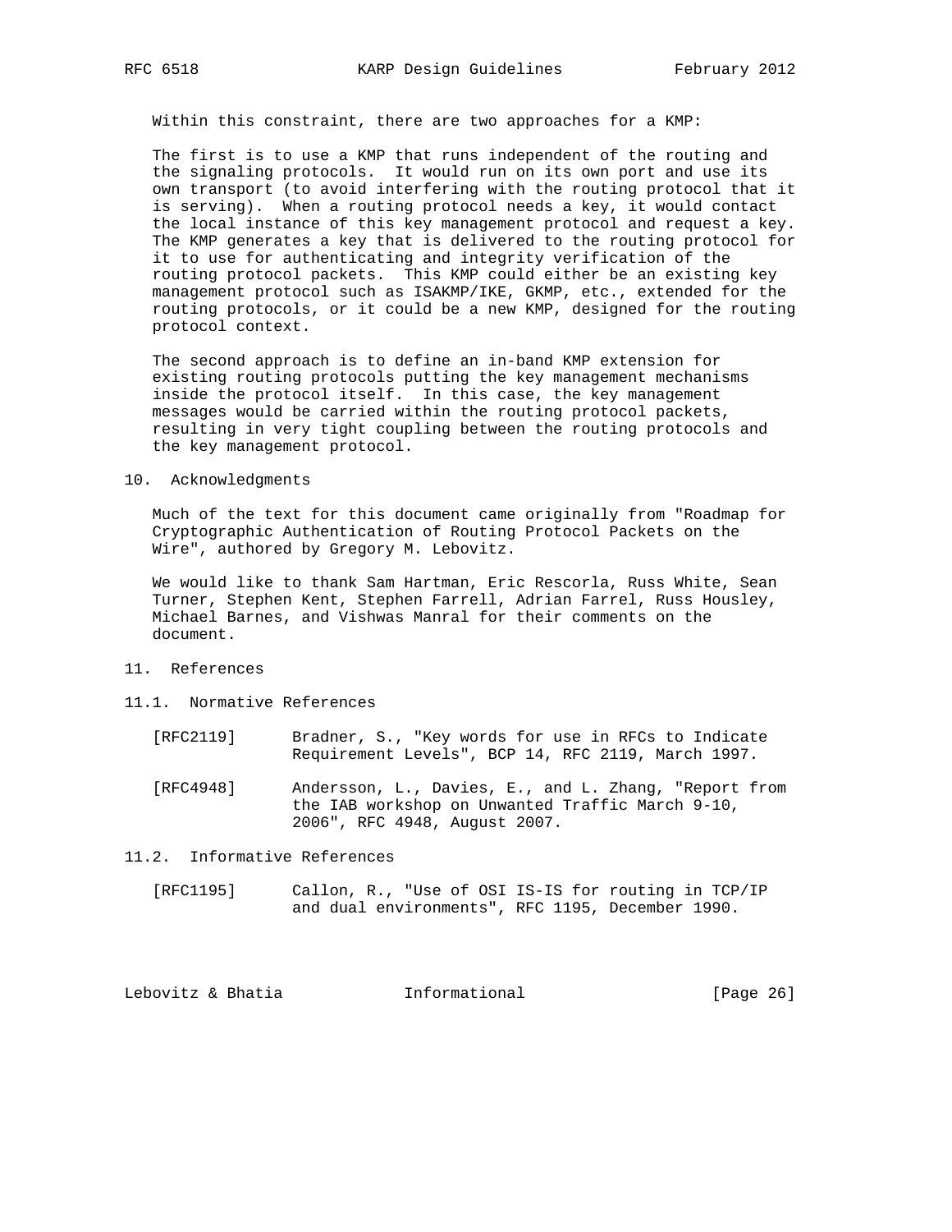Within this constraint, there are two approaches for a KMP:

The first is to use a KMP that runs independent of the routing and the signaling protocols. It would run on its own port and use its own transport (to avoid interfering with the routing protocol that it is serving). When a routing protocol needs a key, it would contact the local instance of this key management protocol and request a key. The KMP generates a key that is delivered to the routing protocol for it to use for authenticating and integrity verification of the routing protocol packets. This KMP could either be an existing key management protocol such as ISAKMP/IKE, GKMP, etc., extended for the routing protocols, or it could be a new KMP, designed for the routing protocol context.

The second approach is to define an in-band KMP extension for existing routing protocols putting the key management mechanisms inside the protocol itself. In this case, the key management messages would be carried within the routing protocol packets, resulting in very tight coupling between the routing protocols and the key management protocol.

## 10. Acknowledgments

Much of the text for this document came originally from "Roadmap for Cryptographic Authentication of Routing Protocol Packets on the Wire", authored by Gregory M. Lebovitz.

We would like to thank Sam Hartman, Eric Rescorla, Russ White, Sean Turner, Stephen Kent, Stephen Farrell, Adrian Farrel, Russ Housley, Michael Barnes, and Vishwas Manral for their comments on the document.

## 11. References

### 11.1. Normative References

[RFC2119] Bradner, S., "Key words for use in RFCs to Indicate Requirement Levels", BCP 14, RFC 2119, March 1997.

[RFC4948] Andersson, L., Davies, E., and L. Zhang, "Report from the IAB workshop on Unwanted Traffic March 9-10, 2006", RFC 4948, August 2007.

### 11.2. Informative References

[RFC1195] Callon, R., "Use of OSI IS-IS for routing in TCP/IP and dual environments", RFC 1195, December 1990.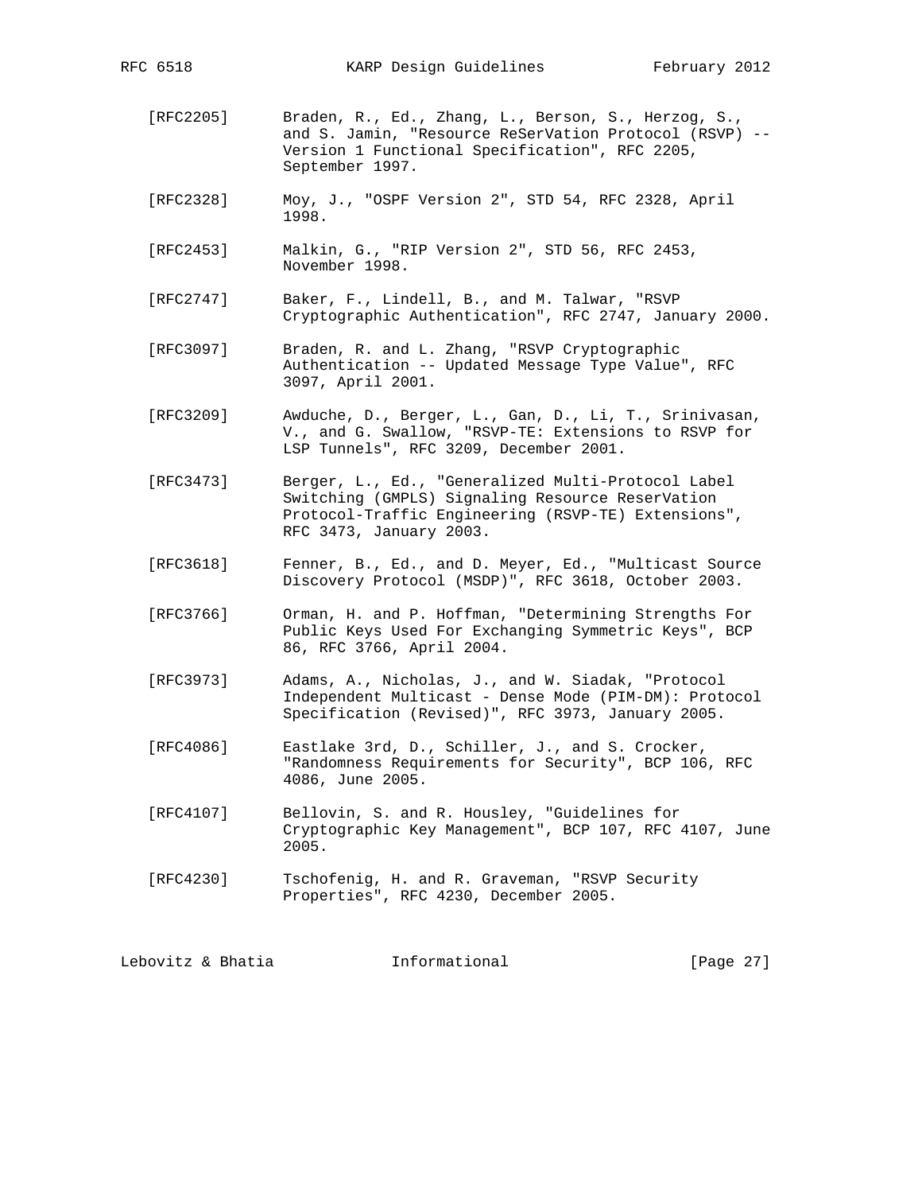[RFC2205] Braden, R., Ed., Zhang, L., Berson, S., Herzog, S., and S. Jamin, "Resource ReSerVation Protocol (RSVP) -- Version 1 Functional Specification", RFC 2205, September 1997.

[RFC2328] Moy, J., "OSPF Version 2", STD 54, RFC 2328, April 1998.

[RFC2453] Malkin, G., "RIP Version 2", STD 56, RFC 2453, November 1998.

[RFC2747] Baker, F., Lindell, B., and M. Talwar, "RSVP Cryptographic Authentication", RFC 2747, January 2000.

[RFC3097] Braden, R. and L. Zhang, "RSVP Cryptographic Authentication -- Updated Message Type Value", RFC 3097, April 2001.

[RFC3209] Awduche, D., Berger, L., Gan, D., Li, T., Srinivasan, V., and G. Swallow, "RSVP-TE: Extensions to RSVP for LSP Tunnels", RFC 3209, December 2001.

[RFC3473] Berger, L., Ed., "Generalized Multi-Protocol Label Switching (GMPLS) Signaling Resource ReserVation Protocol-Traffic Engineering (RSVP-TE) Extensions", RFC 3473, January 2003.

[RFC3618] Fenner, B., Ed., and D. Meyer, Ed., "Multicast Source Discovery Protocol (MSDP)", RFC 3618, October 2003.

[RFC3766] Orman, H. and P. Hoffman, "Determining Strengths For Public Keys Used For Exchanging Symmetric Keys", BCP 86, RFC 3766, April 2004.

[RFC3973] Adams, A., Nicholas, J., and W. Siadak, "Protocol Independent Multicast - Dense Mode (PIM-DM): Protocol Specification (Revised)", RFC 3973, January 2005.

[RFC4086] Eastlake 3rd, D., Schiller, J., and S. Crocker, "Randomness Requirements for Security", BCP 106, RFC 4086, June 2005.

[RFC4107] Bellovin, S. and R. Housley, "Guidelines for Cryptographic Key Management", BCP 107, RFC 4107, June 2005.

[RFC4230] Tschofenig, H. and R. Graveman, "RSVP Security Properties", RFC 4230, December 2005.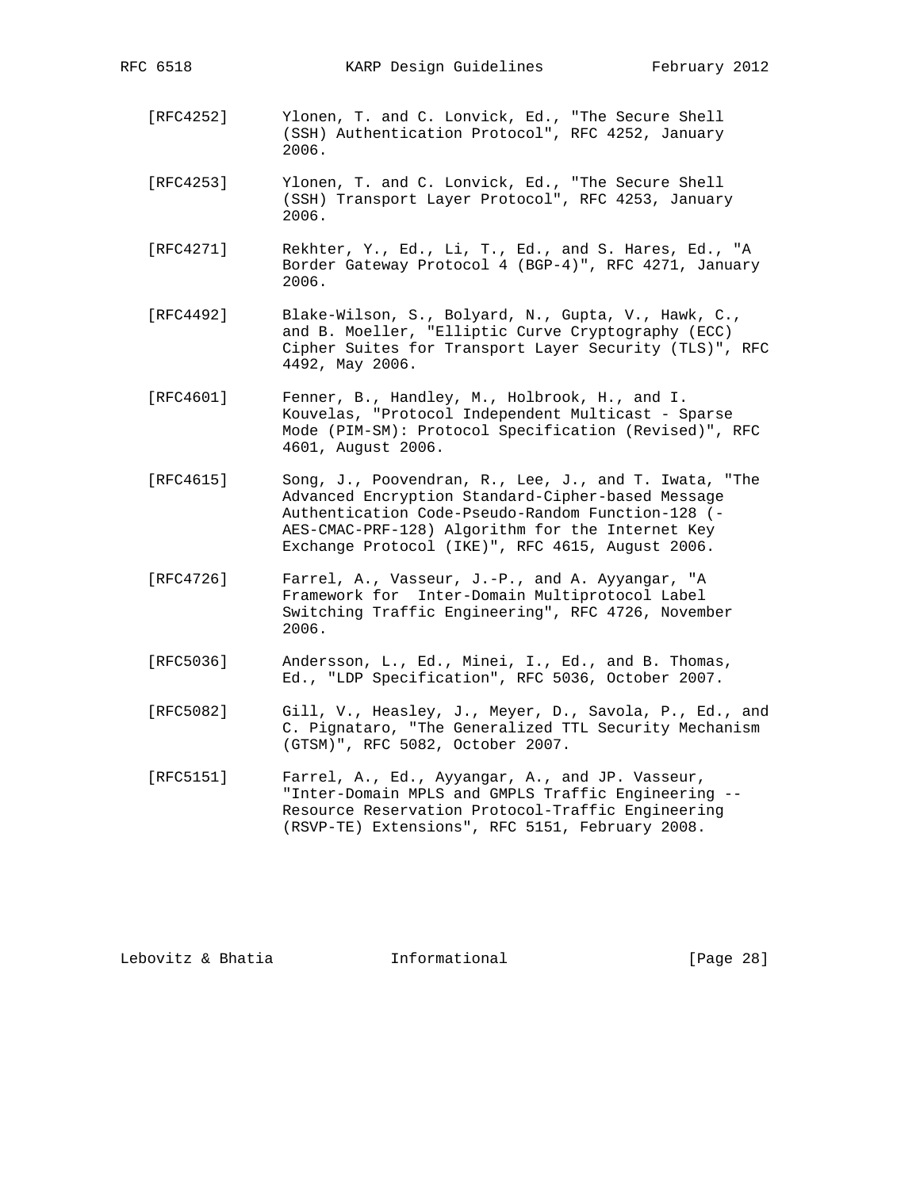[RFC4252] Ylonen, T. and C. Lonvick, Ed., "The Secure Shell (SSH) Authentication Protocol", RFC 4252, January 2006.

[RFC4253] Ylonen, T. and C. Lonvick, Ed., "The Secure Shell (SSH) Transport Layer Protocol", RFC 4253, January 2006.

[RFC4271] Rekhter, Y., Ed., Li, T., Ed., and S. Hares, Ed., "A Border Gateway Protocol 4 (BGP-4)", RFC 4271, January 2006.

[RFC4492] Blake-Wilson, S., Bolyard, N., Gupta, V., Hawk, C., and B. Moeller, "Elliptic Curve Cryptography (ECC) Cipher Suites for Transport Layer Security (TLS)", RFC 4492, May 2006.

[RFC4601] Fenner, B., Handley, M., Holbrook, H., and I. Kouvelas, "Protocol Independent Multicast - Sparse Mode (PIM-SM): Protocol Specification (Revised)", RFC 4601, August 2006.

[RFC4615] Song, J., Poovendran, R., Lee, J., and T. Iwata, "The Advanced Encryption Standard-Cipher-based Message Authentication Code-Pseudo-Random Function-128 (-AES-CMAC-PRF-128) Algorithm for the Internet Key Exchange Protocol (IKE)", RFC 4615, August 2006.

[RFC4726] Farrel, A., Vasseur, J.-P., and A. Ayyangar, "A Framework for  Inter-Domain Multiprotocol Label Switching Traffic Engineering", RFC 4726, November 2006.

[RFC5036] Andersson, L., Ed., Minei, I., Ed., and B. Thomas, Ed., "LDP Specification", RFC 5036, October 2007.

[RFC5082] Gill, V., Heasley, J., Meyer, D., Savola, P., Ed., and C. Pignataro, "The Generalized TTL Security Mechanism (GTSM)", RFC 5082, October 2007.

[RFC5151] Farrel, A., Ed., Ayyangar, A., and JP. Vasseur, "Inter-Domain MPLS and GMPLS Traffic Engineering -- Resource Reservation Protocol-Traffic Engineering (RSVP-TE) Extensions", RFC 5151, February 2008.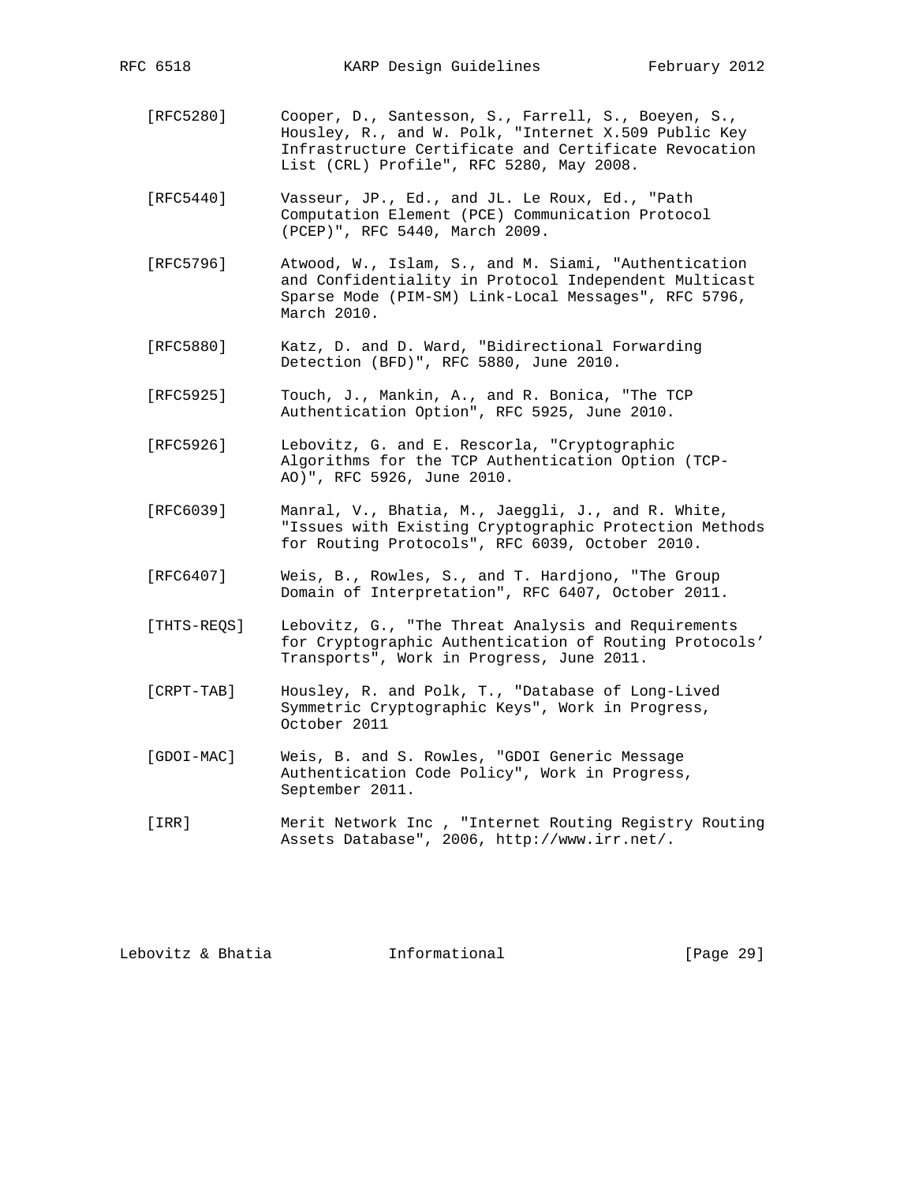[RFC5280] Cooper, D., Santesson, S., Farrell, S., Boeyen, S., Housley, R., and W. Polk, "Internet X.509 Public Key Infrastructure Certificate and Certificate Revocation List (CRL) Profile", RFC 5280, May 2008.

[RFC5440] Vasseur, JP., Ed., and JL. Le Roux, Ed., "Path Computation Element (PCE) Communication Protocol (PCEP)", RFC 5440, March 2009.

[RFC5796] Atwood, W., Islam, S., and M. Siami, "Authentication and Confidentiality in Protocol Independent Multicast Sparse Mode (PIM-SM) Link-Local Messages", RFC 5796, March 2010.

[RFC5880] Katz, D. and D. Ward, "Bidirectional Forwarding Detection (BFD)", RFC 5880, June 2010.

[RFC5925] Touch, J., Mankin, A., and R. Bonica, "The TCP Authentication Option", RFC 5925, June 2010.

[RFC5926] Lebovitz, G. and E. Rescorla, "Cryptographic Algorithms for the TCP Authentication Option (TCP-AO)", RFC 5926, June 2010.

[RFC6039] Manral, V., Bhatia, M., Jaeggli, J., and R. White, "Issues with Existing Cryptographic Protection Methods for Routing Protocols", RFC 6039, October 2010.

[RFC6407] Weis, B., Rowles, S., and T. Hardjono, "The Group Domain of Interpretation", RFC 6407, October 2011.

[THTS-REQS] Lebovitz, G., "The Threat Analysis and Requirements for Cryptographic Authentication of Routing Protocols' Transports", Work in Progress, June 2011.

[CRPT-TAB] Housley, R. and Polk, T., "Database of Long-Lived Symmetric Cryptographic Keys", Work in Progress, October 2011

[GDOI-MAC] Weis, B. and S. Rowles, "GDOI Generic Message Authentication Code Policy", Work in Progress, September 2011.

[IRR] Merit Network Inc , "Internet Routing Registry Routing Assets Database", 2006, http://www.irr.net/.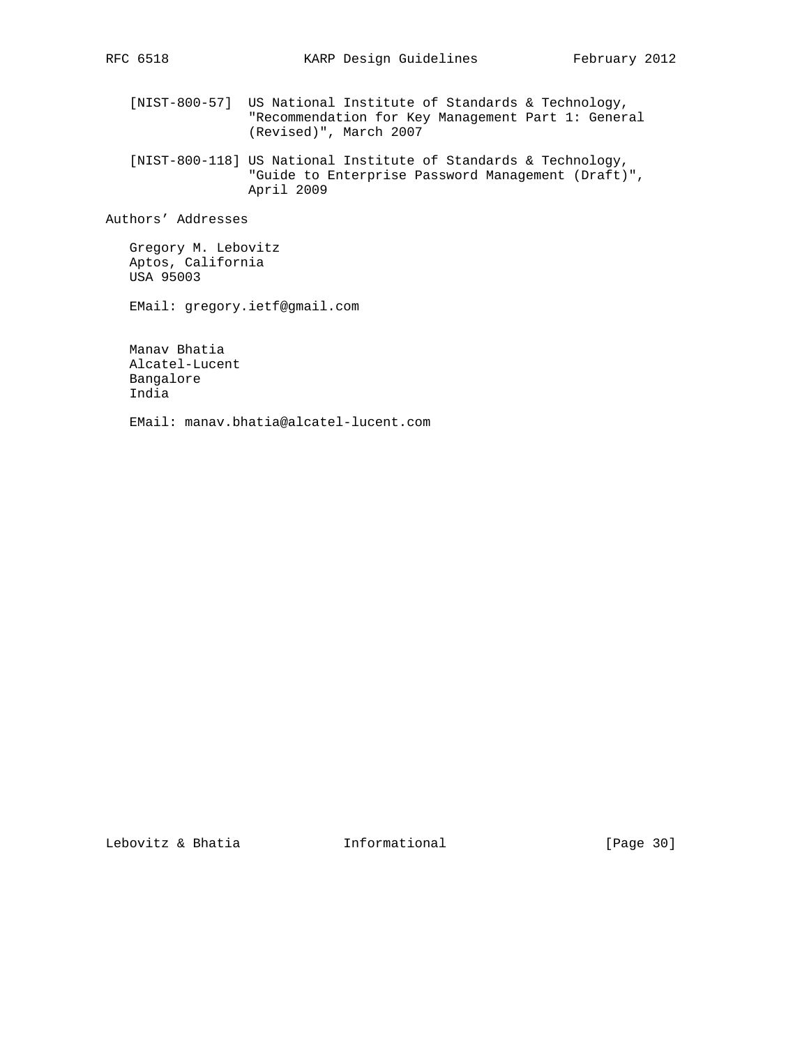[NIST-800-57] US National Institute of Standards & Technology, "Recommendation for Key Management Part 1: General (Revised)", March 2007

[NIST-800-118] US National Institute of Standards & Technology, "Guide to Enterprise Password Management (Draft)", April 2009

## Authors' Addresses

Gregory M. Lebovitz
Aptos, California
USA 95003

EMail: gregory.ietf@gmail.com

Manav Bhatia
Alcatel-Lucent
Bangalore
India

EMail: manav.bhatia@alcatel-lucent.com